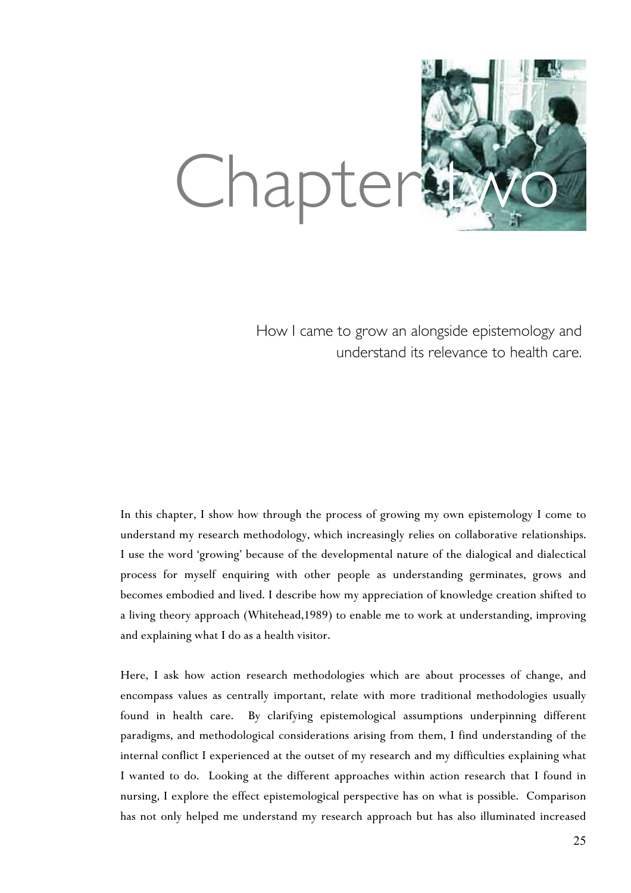# Chapter two

## How I came to grow an alongside epistemology and understand its relevance to health care.

In this chapter, I show how through the process of growing my own epistemology I come to understand my research methodology, which increasingly relies on collaborative relationships. I use the word 'growing' because of the developmental nature of the dialogical and dialectical process for myself enquiring with other people as understanding germinates, grows and becomes embodied and lived. I describe how my appreciation of knowledge creation shifted to a living theory approach (Whitehead,1989) to enable me to work at understanding, improving and explaining what I do as a health visitor.

Here, I ask how action research methodologies which are about processes of change, and encompass values as centrally important, relate with more traditional methodologies usually found in health care. By clarifying epistemological assumptions underpinning different paradigms, and methodological considerations arising from them, I find understanding of the internal conflict I experienced at the outset of my research and my difficulties explaining what I wanted to do. Looking at the different approaches within action research that I found in nursing, I explore the effect epistemological perspective has on what is possible. Comparison has not only helped me understand my research approach but has also illuminated increased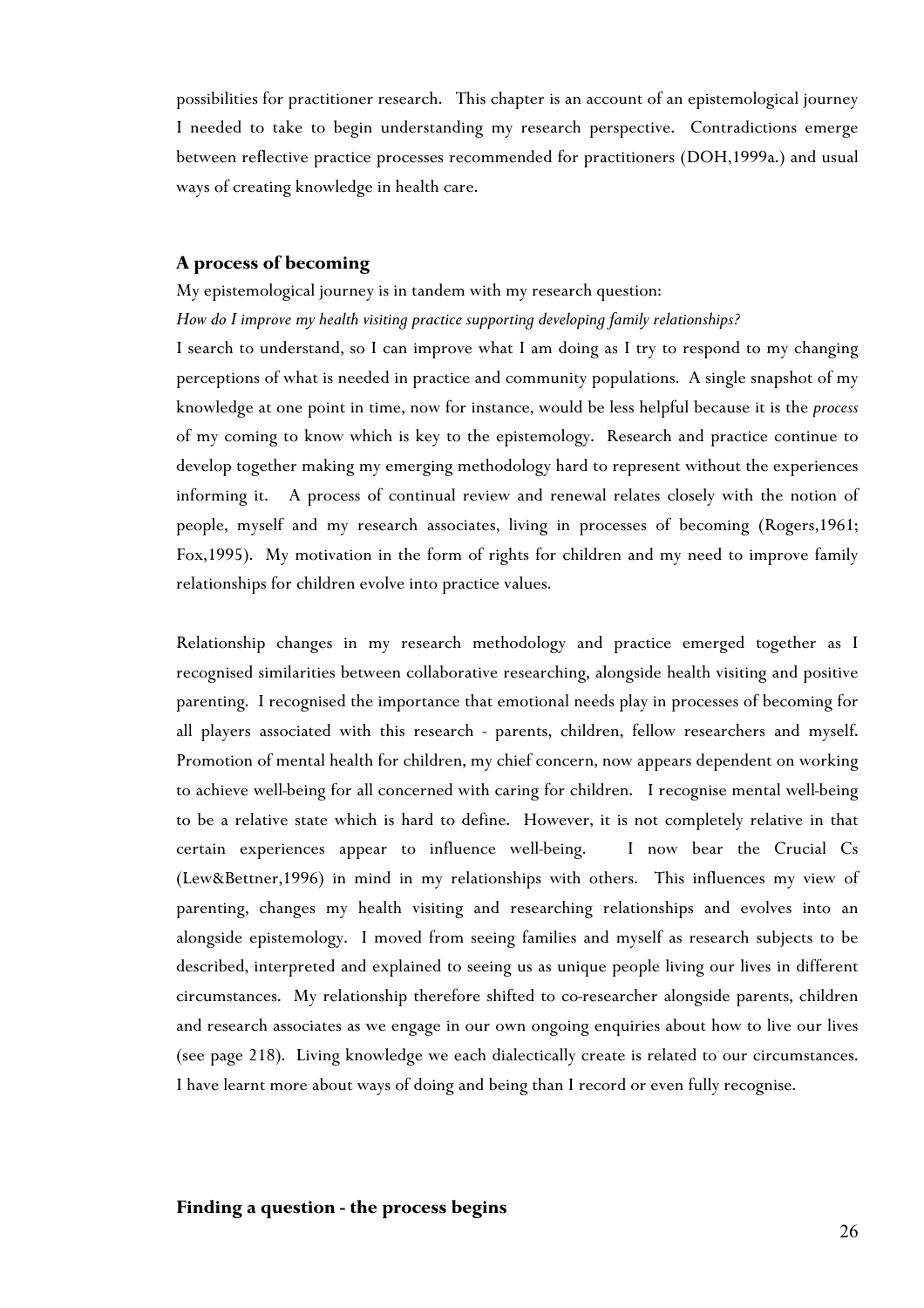possibilities for practitioner research. This chapter is an account of an epistemological journey I needed to take to begin understanding my research perspective. Contradictions emerge between reflective practice processes recommended for practitioners (DOH,1999a.) and usual ways of creating knowledge in health care.

### A process of becoming

My epistemological journey is in tandem with my research question:

*How do I improve my health visiting practice supporting developing family relationships?*

I search to understand, so I can improve what I am doing as I try to respond to my changing perceptions of what is needed in practice and community populations. A single snapshot of my knowledge at one point in time, now for instance, would be less helpful because it is the *process* of my coming to know which is key to the epistemology. Research and practice continue to develop together making my emerging methodology hard to represent without the experiences informing it. A process of continual review and renewal relates closely with the notion of people, myself and my research associates, living in processes of becoming (Rogers,1961; Fox,1995). My motivation in the form of rights for children and my need to improve family relationships for children evolve into practice values.

Relationship changes in my research methodology and practice emerged together as I recognised similarities between collaborative researching, alongside health visiting and positive parenting. I recognised the importance that emotional needs play in processes of becoming for all players associated with this research - parents, children, fellow researchers and myself. Promotion of mental health for children, my chief concern, now appears dependent on working to achieve well-being for all concerned with caring for children. I recognise mental well-being to be a relative state which is hard to define. However, it is not completely relative in that certain experiences appear to influence well-being. I now bear the Crucial Cs (Lew&Bettner,1996) in mind in my relationships with others. This influences my view of parenting, changes my health visiting and researching relationships and evolves into an alongside epistemology. I moved from seeing families and myself as research subjects to be described, interpreted and explained to seeing us as unique people living our lives in different circumstances. My relationship therefore shifted to co-researcher alongside parents, children and research associates as we engage in our own ongoing enquiries about how to live our lives (see page 218). Living knowledge we each dialectically create is related to our circumstances. I have learnt more about ways of doing and being than I record or even fully recognise.

### Finding a question - the process begins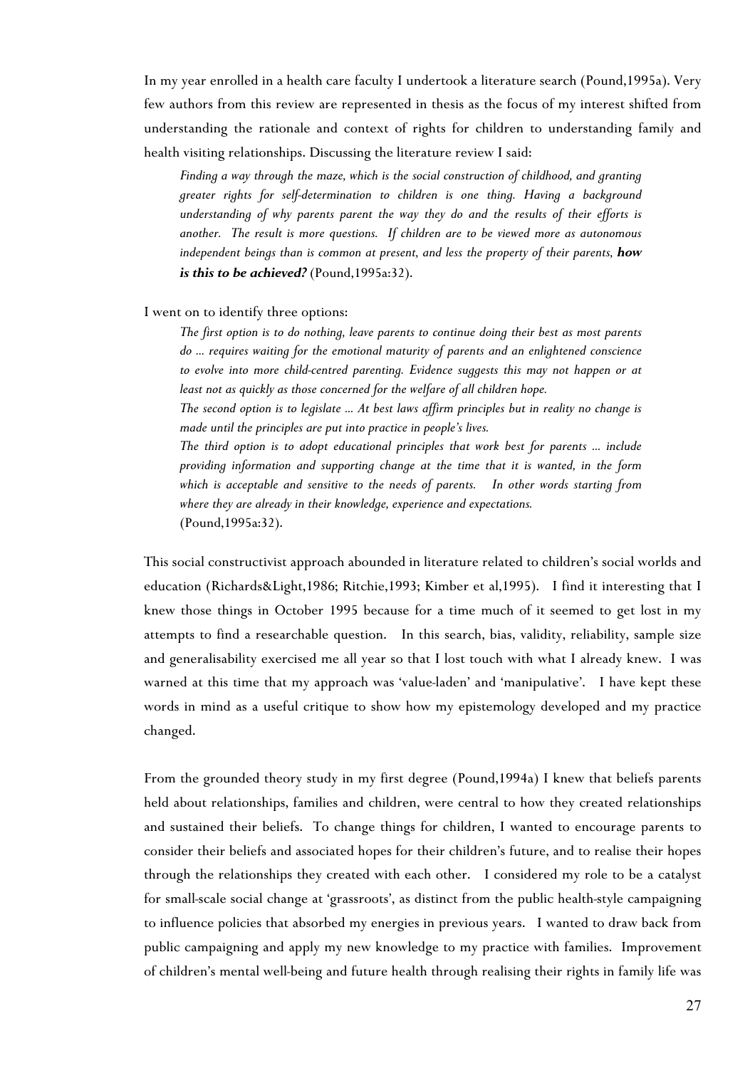In my year enrolled in a health care faculty I undertook a literature search (Pound,1995a). Very few authors from this review are represented in thesis as the focus of my interest shifted from understanding the rationale and context of rights for children to understanding family and health visiting relationships. Discussing the literature review I said:

> *Finding a way through the maze, which is the social construction of childhood, and granting greater rights for self-determination to children is one thing. Having a background understanding of why parents parent the way they do and the results of their efforts is another. The result is more questions. If children are to be viewed more as autonomous independent beings than is common at present, and less the property of their parents,* ***how is this to be achieved?*** (Pound,1995a:32).

I went on to identify three options:

> *The first option is to do nothing, leave parents to continue doing their best as most parents do ... requires waiting for the emotional maturity of parents and an enlightened conscience to evolve into more child-centred parenting. Evidence suggests this may not happen or at least not as quickly as those concerned for the welfare of all children hope.*
>
> *The second option is to legislate ... At best laws affirm principles but in reality no change is made until the principles are put into practice in people's lives.*
>
> *The third option is to adopt educational principles that work best for parents ... include providing information and supporting change at the time that it is wanted, in the form which is acceptable and sensitive to the needs of parents. In other words starting from where they are already in their knowledge, experience and expectations.*
>
> (Pound,1995a:32).

This social constructivist approach abounded in literature related to children's social worlds and education (Richards&Light,1986; Ritchie,1993; Kimber et al,1995). I find it interesting that I knew those things in October 1995 because for a time much of it seemed to get lost in my attempts to find a researchable question. In this search, bias, validity, reliability, sample size and generalisability exercised me all year so that I lost touch with what I already knew. I was warned at this time that my approach was 'value-laden' and 'manipulative'. I have kept these words in mind as a useful critique to show how my epistemology developed and my practice changed.

From the grounded theory study in my first degree (Pound,1994a) I knew that beliefs parents held about relationships, families and children, were central to how they created relationships and sustained their beliefs. To change things for children, I wanted to encourage parents to consider their beliefs and associated hopes for their children's future, and to realise their hopes through the relationships they created with each other. I considered my role to be a catalyst for small-scale social change at 'grassroots', as distinct from the public health-style campaigning to influence policies that absorbed my energies in previous years. I wanted to draw back from public campaigning and apply my new knowledge to my practice with families. Improvement of children's mental well-being and future health through realising their rights in family life was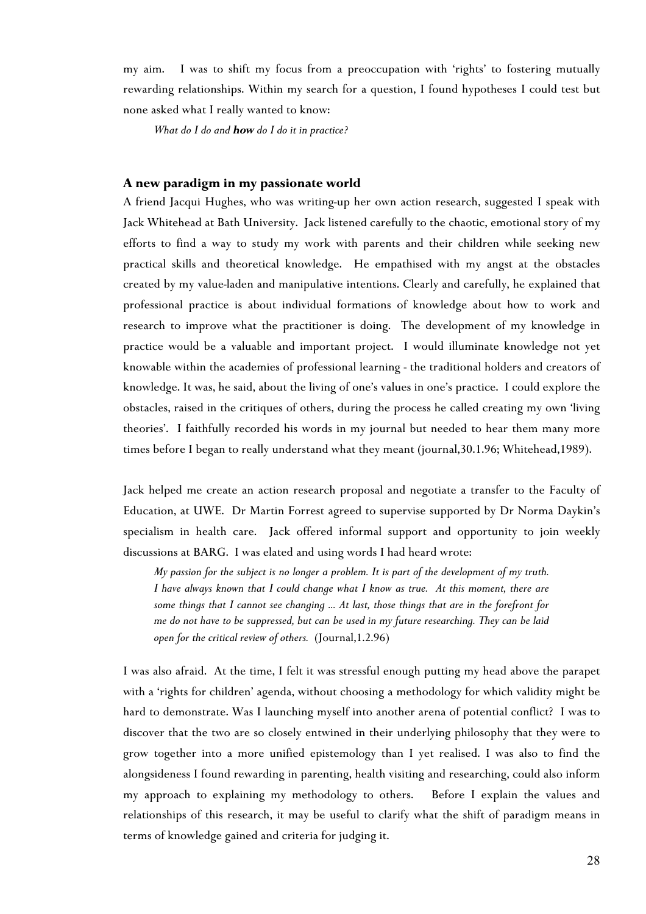my aim. I was to shift my focus from a preoccupation with 'rights' to fostering mutually rewarding relationships. Within my search for a question, I found hypotheses I could test but none asked what I really wanted to know:

> *What do I do and **how** do I do it in practice?*

### A new paradigm in my passionate world

A friend Jacqui Hughes, who was writing-up her own action research, suggested I speak with Jack Whitehead at Bath University. Jack listened carefully to the chaotic, emotional story of my efforts to find a way to study my work with parents and their children while seeking new practical skills and theoretical knowledge. He empathised with my angst at the obstacles created by my value-laden and manipulative intentions. Clearly and carefully, he explained that professional practice is about individual formations of knowledge about how to work and research to improve what the practitioner is doing. The development of my knowledge in practice would be a valuable and important project. I would illuminate knowledge not yet knowable within the academies of professional learning - the traditional holders and creators of knowledge. It was, he said, about the living of one's values in one's practice. I could explore the obstacles, raised in the critiques of others, during the process he called creating my own 'living theories'. I faithfully recorded his words in my journal but needed to hear them many more times before I began to really understand what they meant (journal,30.1.96; Whitehead,1989).

Jack helped me create an action research proposal and negotiate a transfer to the Faculty of Education, at UWE. Dr Martin Forrest agreed to supervise supported by Dr Norma Daykin's specialism in health care. Jack offered informal support and opportunity to join weekly discussions at BARG. I was elated and using words I had heard wrote:

> *My passion for the subject is no longer a problem. It is part of the development of my truth. I have always known that I could change what I know as true. At this moment, there are some things that I cannot see changing ... At last, those things that are in the forefront for me do not have to be suppressed, but can be used in my future researching. They can be laid open for the critical review of others.* (Journal,1.2.96)

I was also afraid. At the time, I felt it was stressful enough putting my head above the parapet with a 'rights for children' agenda, without choosing a methodology for which validity might be hard to demonstrate. Was I launching myself into another arena of potential conflict? I was to discover that the two are so closely entwined in their underlying philosophy that they were to grow together into a more unified epistemology than I yet realised. I was also to find the alongsideness I found rewarding in parenting, health visiting and researching, could also inform my approach to explaining my methodology to others. Before I explain the values and relationships of this research, it may be useful to clarify what the shift of paradigm means in terms of knowledge gained and criteria for judging it.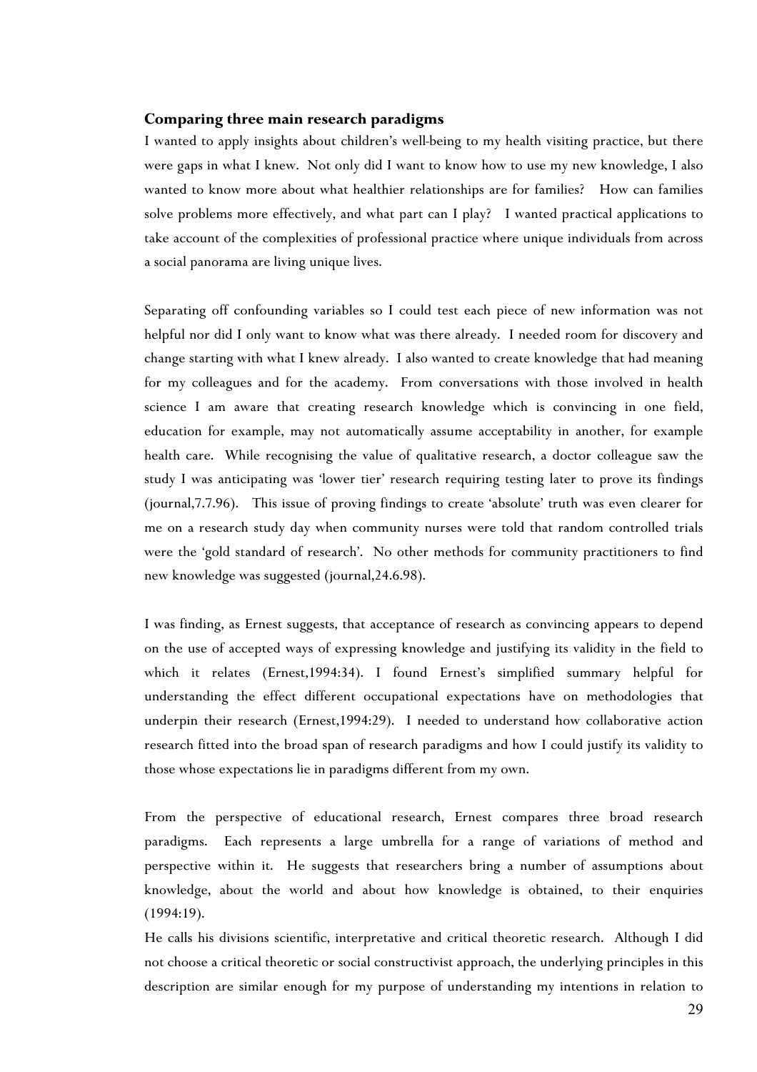**Comparing three main research paradigms**

I wanted to apply insights about children's well-being to my health visiting practice, but there were gaps in what I knew. Not only did I want to know how to use my new knowledge, I also wanted to know more about what healthier relationships are for families? How can families solve problems more effectively, and what part can I play? I wanted practical applications to take account of the complexities of professional practice where unique individuals from across a social panorama are living unique lives.

Separating off confounding variables so I could test each piece of new information was not helpful nor did I only want to know what was there already. I needed room for discovery and change starting with what I knew already. I also wanted to create knowledge that had meaning for my colleagues and for the academy. From conversations with those involved in health science I am aware that creating research knowledge which is convincing in one field, education for example, may not automatically assume acceptability in another, for example health care. While recognising the value of qualitative research, a doctor colleague saw the study I was anticipating was 'lower tier' research requiring testing later to prove its findings (journal,7.7.96). This issue of proving findings to create 'absolute' truth was even clearer for me on a research study day when community nurses were told that random controlled trials were the 'gold standard of research'. No other methods for community practitioners to find new knowledge was suggested (journal,24.6.98).

I was finding, as Ernest suggests, that acceptance of research as convincing appears to depend on the use of accepted ways of expressing knowledge and justifying its validity in the field to which it relates (Ernest,1994:34). I found Ernest's simplified summary helpful for understanding the effect different occupational expectations have on methodologies that underpin their research (Ernest,1994:29). I needed to understand how collaborative action research fitted into the broad span of research paradigms and how I could justify its validity to those whose expectations lie in paradigms different from my own.

From the perspective of educational research, Ernest compares three broad research paradigms. Each represents a large umbrella for a range of variations of method and perspective within it. He suggests that researchers bring a number of assumptions about knowledge, about the world and about how knowledge is obtained, to their enquiries (1994:19).

He calls his divisions scientific, interpretative and critical theoretic research. Although I did not choose a critical theoretic or social constructivist approach, the underlying principles in this description are similar enough for my purpose of understanding my intentions in relation to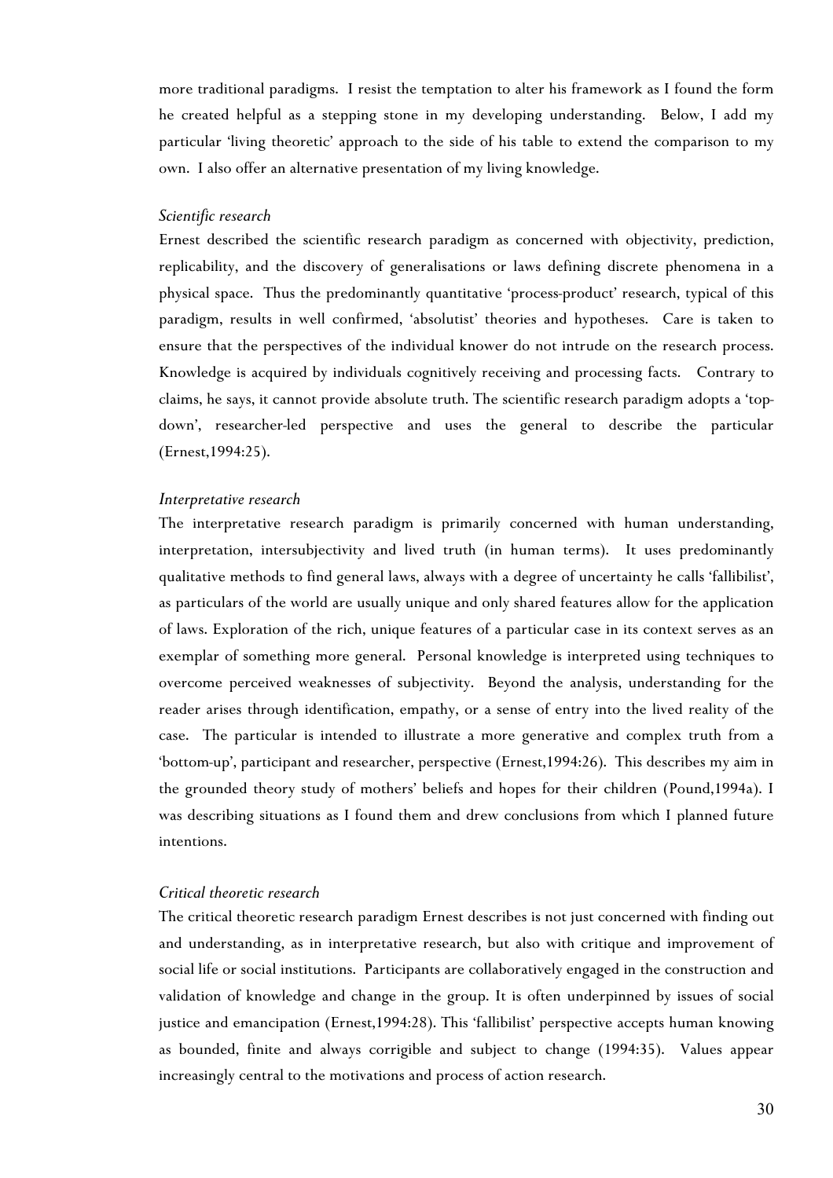more traditional paradigms. I resist the temptation to alter his framework as I found the form he created helpful as a stepping stone in my developing understanding. Below, I add my particular 'living theoretic' approach to the side of his table to extend the comparison to my own. I also offer an alternative presentation of my living knowledge.

*Scientific research*

Ernest described the scientific research paradigm as concerned with objectivity, prediction, replicability, and the discovery of generalisations or laws defining discrete phenomena in a physical space. Thus the predominantly quantitative 'process-product' research, typical of this paradigm, results in well confirmed, 'absolutist' theories and hypotheses. Care is taken to ensure that the perspectives of the individual knower do not intrude on the research process. Knowledge is acquired by individuals cognitively receiving and processing facts. Contrary to claims, he says, it cannot provide absolute truth. The scientific research paradigm adopts a 'top-down', researcher-led perspective and uses the general to describe the particular (Ernest,1994:25).

*Interpretative research*

The interpretative research paradigm is primarily concerned with human understanding, interpretation, intersubjectivity and lived truth (in human terms). It uses predominantly qualitative methods to find general laws, always with a degree of uncertainty he calls 'fallibilist', as particulars of the world are usually unique and only shared features allow for the application of laws. Exploration of the rich, unique features of a particular case in its context serves as an exemplar of something more general. Personal knowledge is interpreted using techniques to overcome perceived weaknesses of subjectivity. Beyond the analysis, understanding for the reader arises through identification, empathy, or a sense of entry into the lived reality of the case. The particular is intended to illustrate a more generative and complex truth from a 'bottom-up', participant and researcher, perspective (Ernest,1994:26). This describes my aim in the grounded theory study of mothers' beliefs and hopes for their children (Pound,1994a). I was describing situations as I found them and drew conclusions from which I planned future intentions.

*Critical theoretic research*

The critical theoretic research paradigm Ernest describes is not just concerned with finding out and understanding, as in interpretative research, but also with critique and improvement of social life or social institutions. Participants are collaboratively engaged in the construction and validation of knowledge and change in the group. It is often underpinned by issues of social justice and emancipation (Ernest,1994:28). This 'fallibilist' perspective accepts human knowing as bounded, finite and always corrigible and subject to change (1994:35). Values appear increasingly central to the motivations and process of action research.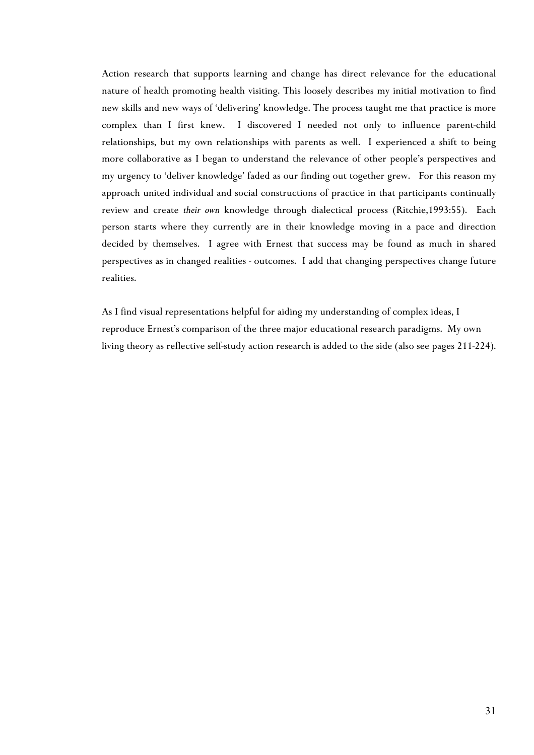Action research that supports learning and change has direct relevance for the educational nature of health promoting health visiting. This loosely describes my initial motivation to find new skills and new ways of 'delivering' knowledge. The process taught me that practice is more complex than I first knew. I discovered I needed not only to influence parent-child relationships, but my own relationships with parents as well. I experienced a shift to being more collaborative as I began to understand the relevance of other people's perspectives and my urgency to 'deliver knowledge' faded as our finding out together grew. For this reason my approach united individual and social constructions of practice in that participants continually review and create *their own* knowledge through dialectical process (Ritchie,1993:55). Each person starts where they currently are in their knowledge moving in a pace and direction decided by themselves. I agree with Ernest that success may be found as much in shared perspectives as in changed realities - outcomes. I add that changing perspectives change future realities.

As I find visual representations helpful for aiding my understanding of complex ideas, I reproduce Ernest's comparison of the three major educational research paradigms. My own living theory as reflective self-study action research is added to the side (also see pages 211-224).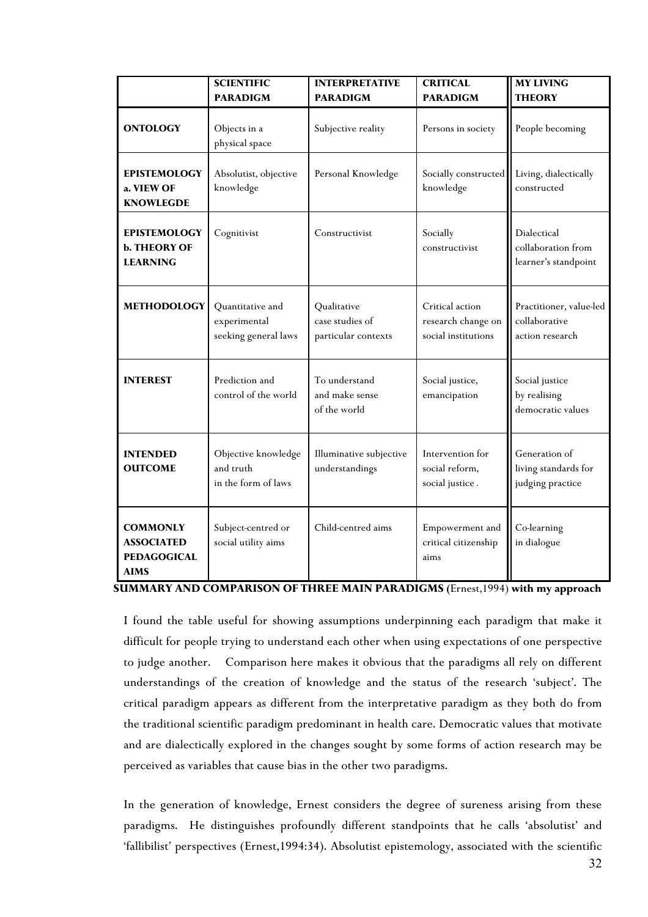| | SCIENTIFIC PARADIGM | INTERPRETATIVE PARADIGM | CRITICAL PARADIGM | MY LIVING THEORY |
|---|---|---|---|---|
| **ONTOLOGY** | Objects in a physical space | Subjective reality | Persons in society | People becoming |
| **EPISTEMOLOGY a. VIEW OF KNOWLEGDE** | Absolutist, objective knowledge | Personal Knowledge | Socially constructed knowledge | Living, dialectically constructed |
| **EPISTEMOLOGY b. THEORY OF LEARNING** | Cognitivist | Constructivist | Socially constructivist | Dialectical collaboration from learner's standpoint |
| **METHODOLOGY** | Quantitative and experimental seeking general laws | Qualitative case studies of particular contexts | Critical action research change on social institutions | Practitioner, value-led collaborative action research |
| **INTEREST** | Prediction and control of the world | To understand and make sense of the world | Social justice, emancipation | Social justice by realising democratic values |
| **INTENDED OUTCOME** | Objective knowledge and truth in the form of laws | Illuminative subjective understandings | Intervention for social reform, social justice . | Generation of living standards for judging practice |
| **COMMONLY ASSOCIATED PEDAGOGICAL AIMS** | Subject-centred or social utility aims | Child-centred aims | Empowerment and critical citizenship aims | Co-learning in dialogue |

**SUMMARY AND COMPARISON OF THREE MAIN PARADIGMS** (Ernest,1994) **with my approach**

I found the table useful for showing assumptions underpinning each paradigm that make it difficult for people trying to understand each other when using expectations of one perspective to judge another. Comparison here makes it obvious that the paradigms all rely on different understandings of the creation of knowledge and the status of the research 'subject'. The critical paradigm appears as different from the interpretative paradigm as they both do from the traditional scientific paradigm predominant in health care. Democratic values that motivate and are dialectically explored in the changes sought by some forms of action research may be perceived as variables that cause bias in the other two paradigms.

In the generation of knowledge, Ernest considers the degree of sureness arising from these paradigms. He distinguishes profoundly different standpoints that he calls 'absolutist' and 'fallibilist' perspectives (Ernest,1994:34). Absolutist epistemology, associated with the scientific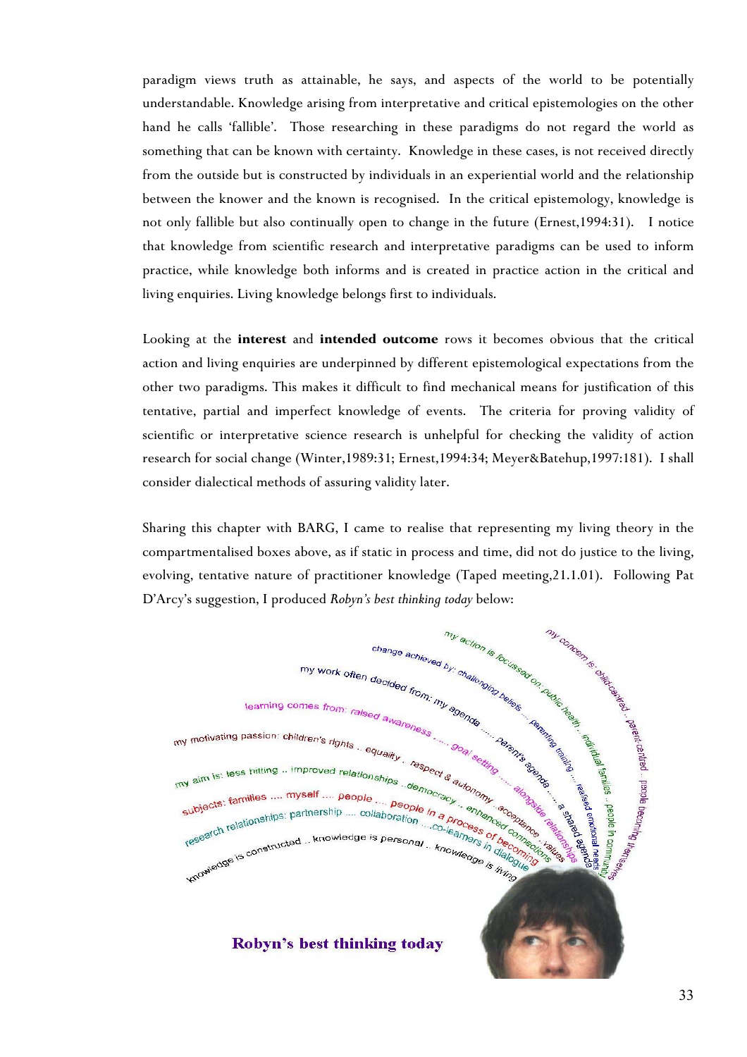paradigm views truth as attainable, he says, and aspects of the world to be potentially understandable. Knowledge arising from interpretative and critical epistemologies on the other hand he calls 'fallible'. Those researching in these paradigms do not regard the world as something that can be known with certainty. Knowledge in these cases, is not received directly from the outside but is constructed by individuals in an experiential world and the relationship between the knower and the known is recognised. In the critical epistemology, knowledge is not only fallible but also continually open to change in the future (Ernest,1994:31). I notice that knowledge from scientific research and interpretative paradigms can be used to inform practice, while knowledge both informs and is created in practice action in the critical and living enquiries. Living knowledge belongs first to individuals.

Looking at the **interest** and **intended outcome** rows it becomes obvious that the critical action and living enquiries are underpinned by different epistemological expectations from the other two paradigms. This makes it difficult to find mechanical means for justification of this tentative, partial and imperfect knowledge of events. The criteria for proving validity of scientific or interpretative science research is unhelpful for checking the validity of action research for social change (Winter,1989:31; Ernest,1994:34; Meyer&Batehup,1997:181). I shall consider dialectical methods of assuring validity later.

Sharing this chapter with BARG, I came to realise that representing my living theory in the compartmentalised boxes above, as if static in process and time, did not do justice to the living, evolving, tentative nature of practitioner knowledge (Taped meeting,21.1.01). Following Pat D'Arcy's suggestion, I produced *Robyn's best thinking today* below:

my concern is: child-centred .. parent-centred .. people becoming themselves

my action is focussed on: public health .. individual families .. people in community

change achieved by: challenging beliefs .... parenting training .... realised emotional needs

my work often decided from: my agenda ..... parent's agenda ..... a shared agenda

learning comes from: raised awareness ..... goal setting ..... alongside relationships

my motivating passion: children's rights .. equality .. respect & autonomy .. acceptance .. values

my aim is: less hitting .. improved relationships .. democracy .. enhanced connections

subjects: families .... myself .... people .... people in a process of becoming

research relationships: partnership .... collaboration .... co-learners in dialogue

knowledge is constructed .. knowledge is personal .. knowledge is living

**Robyn's best thinking today**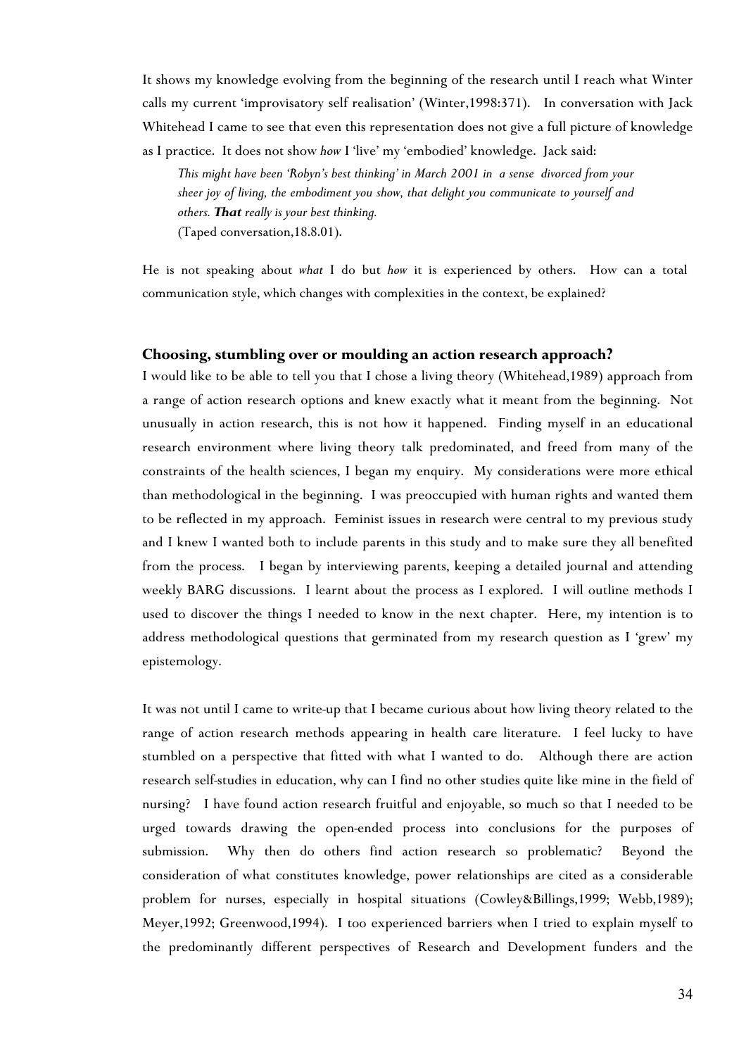It shows my knowledge evolving from the beginning of the research until I reach what Winter calls my current 'improvisatory self realisation' (Winter,1998:371). In conversation with Jack Whitehead I came to see that even this representation does not give a full picture of knowledge as I practice. It does not show *how* I 'live' my 'embodied' knowledge. Jack said:

> *This might have been 'Robyn's best thinking' in March 2001 in a sense divorced from your sheer joy of living, the embodiment you show, that delight you communicate to yourself and others.* ***That*** *really is your best thinking.*
> (Taped conversation,18.8.01).

He is not speaking about *what* I do but *how* it is experienced by others. How can a total communication style, which changes with complexities in the context, be explained?

### Choosing, stumbling over or moulding an action research approach?

I would like to be able to tell you that I chose a living theory (Whitehead,1989) approach from a range of action research options and knew exactly what it meant from the beginning. Not unusually in action research, this is not how it happened. Finding myself in an educational research environment where living theory talk predominated, and freed from many of the constraints of the health sciences, I began my enquiry. My considerations were more ethical than methodological in the beginning. I was preoccupied with human rights and wanted them to be reflected in my approach. Feminist issues in research were central to my previous study and I knew I wanted both to include parents in this study and to make sure they all benefited from the process. I began by interviewing parents, keeping a detailed journal and attending weekly BARG discussions. I learnt about the process as I explored. I will outline methods I used to discover the things I needed to know in the next chapter. Here, my intention is to address methodological questions that germinated from my research question as I 'grew' my epistemology.

It was not until I came to write-up that I became curious about how living theory related to the range of action research methods appearing in health care literature. I feel lucky to have stumbled on a perspective that fitted with what I wanted to do. Although there are action research self-studies in education, why can I find no other studies quite like mine in the field of nursing? I have found action research fruitful and enjoyable, so much so that I needed to be urged towards drawing the open-ended process into conclusions for the purposes of submission. Why then do others find action research so problematic? Beyond the consideration of what constitutes knowledge, power relationships are cited as a considerable problem for nurses, especially in hospital situations (Cowley&Billings,1999; Webb,1989); Meyer,1992; Greenwood,1994). I too experienced barriers when I tried to explain myself to the predominantly different perspectives of Research and Development funders and the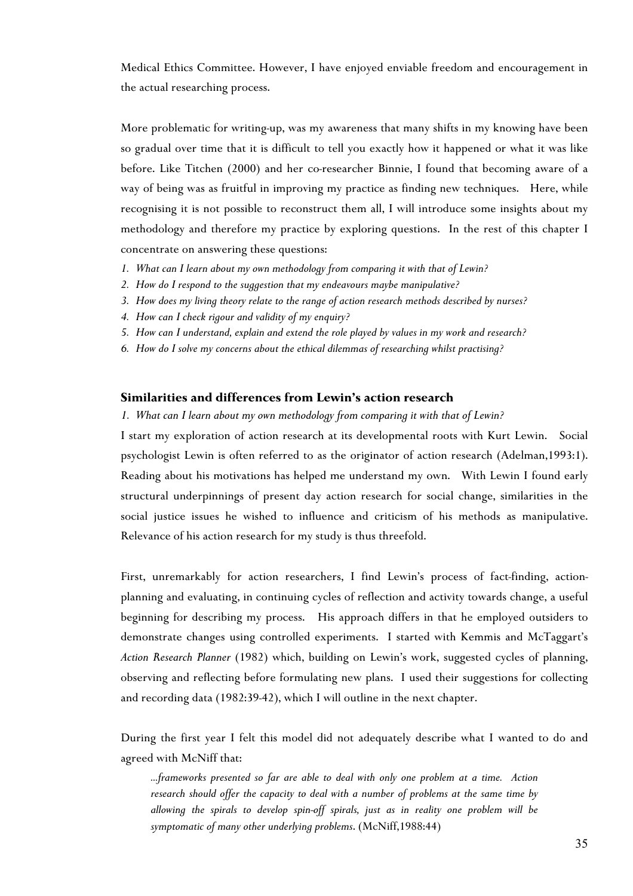Medical Ethics Committee. However, I have enjoyed enviable freedom and encouragement in the actual researching process.

More problematic for writing-up, was my awareness that many shifts in my knowing have been so gradual over time that it is difficult to tell you exactly how it happened or what it was like before. Like Titchen (2000) and her co-researcher Binnie, I found that becoming aware of a way of being was as fruitful in improving my practice as finding new techniques. Here, while recognising it is not possible to reconstruct them all, I will introduce some insights about my methodology and therefore my practice by exploring questions. In the rest of this chapter I concentrate on answering these questions:

1. *What can I learn about my own methodology from comparing it with that of Lewin?*
2. *How do I respond to the suggestion that my endeavours maybe manipulative?*
3. *How does my living theory relate to the range of action research methods described by nurses?*
4. *How can I check rigour and validity of my enquiry?*
5. *How can I understand, explain and extend the role played by values in my work and research?*
6. *How do I solve my concerns about the ethical dilemmas of researching whilst practising?*

## Similarities and differences from Lewin's action research

*1. What can I learn about my own methodology from comparing it with that of Lewin?*

I start my exploration of action research at its developmental roots with Kurt Lewin. Social psychologist Lewin is often referred to as the originator of action research (Adelman,1993:1). Reading about his motivations has helped me understand my own. With Lewin I found early structural underpinnings of present day action research for social change, similarities in the social justice issues he wished to influence and criticism of his methods as manipulative. Relevance of his action research for my study is thus threefold.

First, unremarkably for action researchers, I find Lewin's process of fact-finding, action-planning and evaluating, in continuing cycles of reflection and activity towards change, a useful beginning for describing my process. His approach differs in that he employed outsiders to demonstrate changes using controlled experiments. I started with Kemmis and McTaggart's *Action Research Planner* (1982) which, building on Lewin's work, suggested cycles of planning, observing and reflecting before formulating new plans. I used their suggestions for collecting and recording data (1982:39-42), which I will outline in the next chapter.

During the first year I felt this model did not adequately describe what I wanted to do and agreed with McNiff that:

> *...frameworks presented so far are able to deal with only one problem at a time. Action research should offer the capacity to deal with a number of problems at the same time by allowing the spirals to develop spin-off spirals, just as in reality one problem will be symptomatic of many other underlying problems.* (McNiff,1988:44)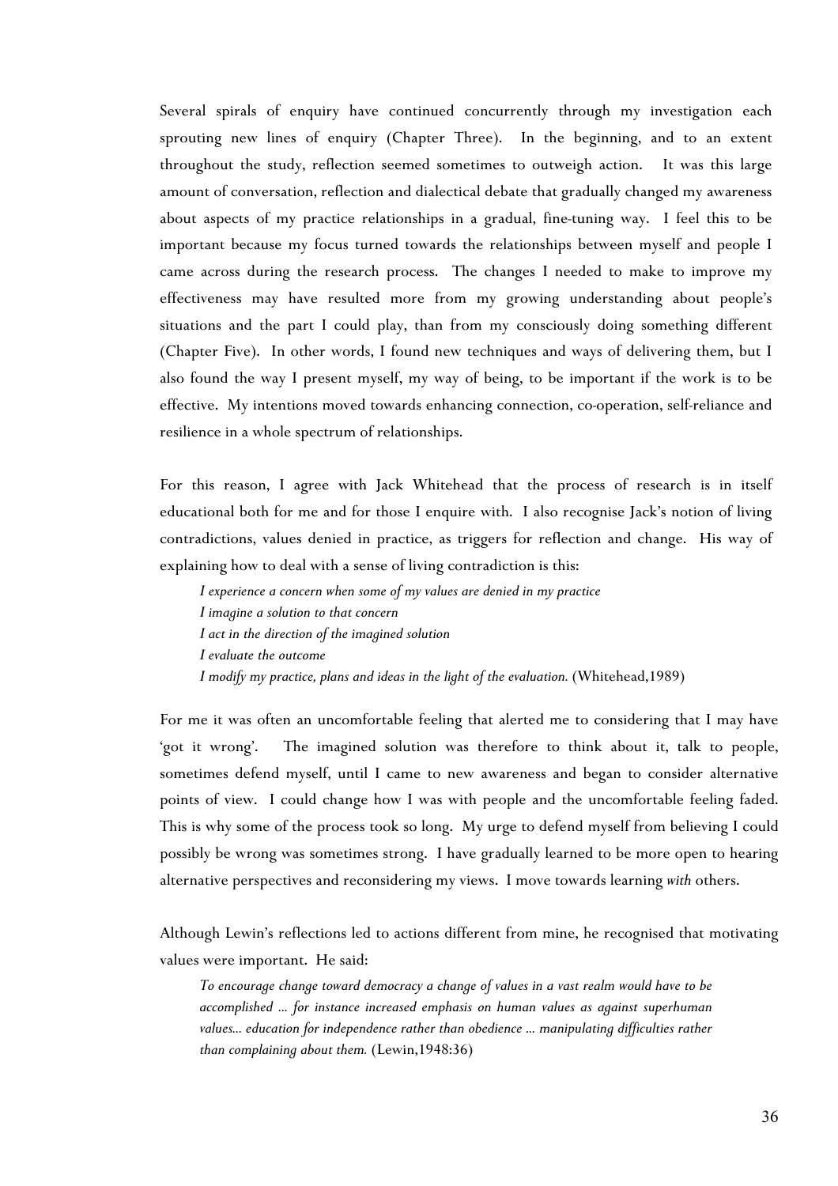Several spirals of enquiry have continued concurrently through my investigation each sprouting new lines of enquiry (Chapter Three). In the beginning, and to an extent throughout the study, reflection seemed sometimes to outweigh action. It was this large amount of conversation, reflection and dialectical debate that gradually changed my awareness about aspects of my practice relationships in a gradual, fine-tuning way. I feel this to be important because my focus turned towards the relationships between myself and people I came across during the research process. The changes I needed to make to improve my effectiveness may have resulted more from my growing understanding about people's situations and the part I could play, than from my consciously doing something different (Chapter Five). In other words, I found new techniques and ways of delivering them, but I also found the way I present myself, my way of being, to be important if the work is to be effective. My intentions moved towards enhancing connection, co-operation, self-reliance and resilience in a whole spectrum of relationships.

For this reason, I agree with Jack Whitehead that the process of research is in itself educational both for me and for those I enquire with. I also recognise Jack's notion of living contradictions, values denied in practice, as triggers for reflection and change. His way of explaining how to deal with a sense of living contradiction is this:

> *I experience a concern when some of my values are denied in my practice*
> *I imagine a solution to that concern*
> *I act in the direction of the imagined solution*
> *I evaluate the outcome*
> *I modify my practice, plans and ideas in the light of the evaluation.* (Whitehead,1989)

For me it was often an uncomfortable feeling that alerted me to considering that I may have 'got it wrong'. The imagined solution was therefore to think about it, talk to people, sometimes defend myself, until I came to new awareness and began to consider alternative points of view. I could change how I was with people and the uncomfortable feeling faded. This is why some of the process took so long. My urge to defend myself from believing I could possibly be wrong was sometimes strong. I have gradually learned to be more open to hearing alternative perspectives and reconsidering my views. I move towards learning *with* others.

Although Lewin's reflections led to actions different from mine, he recognised that motivating values were important. He said:

> *To encourage change toward democracy a change of values in a vast realm would have to be accomplished ... for instance increased emphasis on human values as against superhuman values... education for independence rather than obedience ... manipulating difficulties rather than complaining about them.* (Lewin,1948:36)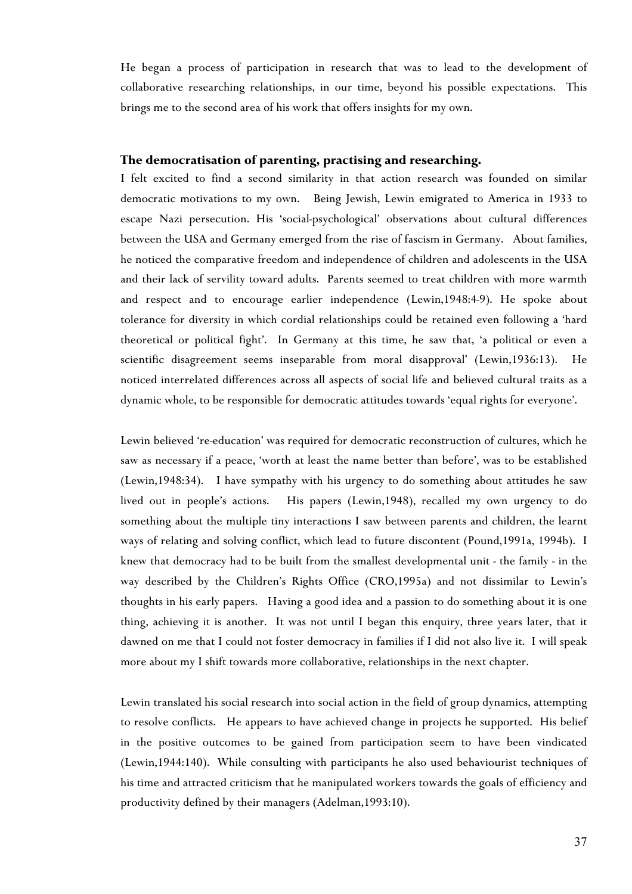He began a process of participation in research that was to lead to the development of collaborative researching relationships, in our time, beyond his possible expectations. This brings me to the second area of his work that offers insights for my own.

### The democratisation of parenting, practising and researching.

I felt excited to find a second similarity in that action research was founded on similar democratic motivations to my own. Being Jewish, Lewin emigrated to America in 1933 to escape Nazi persecution. His 'social-psychological' observations about cultural differences between the USA and Germany emerged from the rise of fascism in Germany. About families, he noticed the comparative freedom and independence of children and adolescents in the USA and their lack of servility toward adults. Parents seemed to treat children with more warmth and respect and to encourage earlier independence (Lewin,1948:4-9). He spoke about tolerance for diversity in which cordial relationships could be retained even following a 'hard theoretical or political fight'. In Germany at this time, he saw that, 'a political or even a scientific disagreement seems inseparable from moral disapproval' (Lewin,1936:13). He noticed interrelated differences across all aspects of social life and believed cultural traits as a dynamic whole, to be responsible for democratic attitudes towards 'equal rights for everyone'.

Lewin believed 're-education' was required for democratic reconstruction of cultures, which he saw as necessary if a peace, 'worth at least the name better than before', was to be established (Lewin,1948:34). I have sympathy with his urgency to do something about attitudes he saw lived out in people's actions. His papers (Lewin,1948), recalled my own urgency to do something about the multiple tiny interactions I saw between parents and children, the learnt ways of relating and solving conflict, which lead to future discontent (Pound,1991a, 1994b). I knew that democracy had to be built from the smallest developmental unit - the family - in the way described by the Children's Rights Office (CRO,1995a) and not dissimilar to Lewin's thoughts in his early papers. Having a good idea and a passion to do something about it is one thing, achieving it is another. It was not until I began this enquiry, three years later, that it dawned on me that I could not foster democracy in families if I did not also live it. I will speak more about my I shift towards more collaborative, relationships in the next chapter.

Lewin translated his social research into social action in the field of group dynamics, attempting to resolve conflicts. He appears to have achieved change in projects he supported. His belief in the positive outcomes to be gained from participation seem to have been vindicated (Lewin,1944:140). While consulting with participants he also used behaviourist techniques of his time and attracted criticism that he manipulated workers towards the goals of efficiency and productivity defined by their managers (Adelman,1993:10).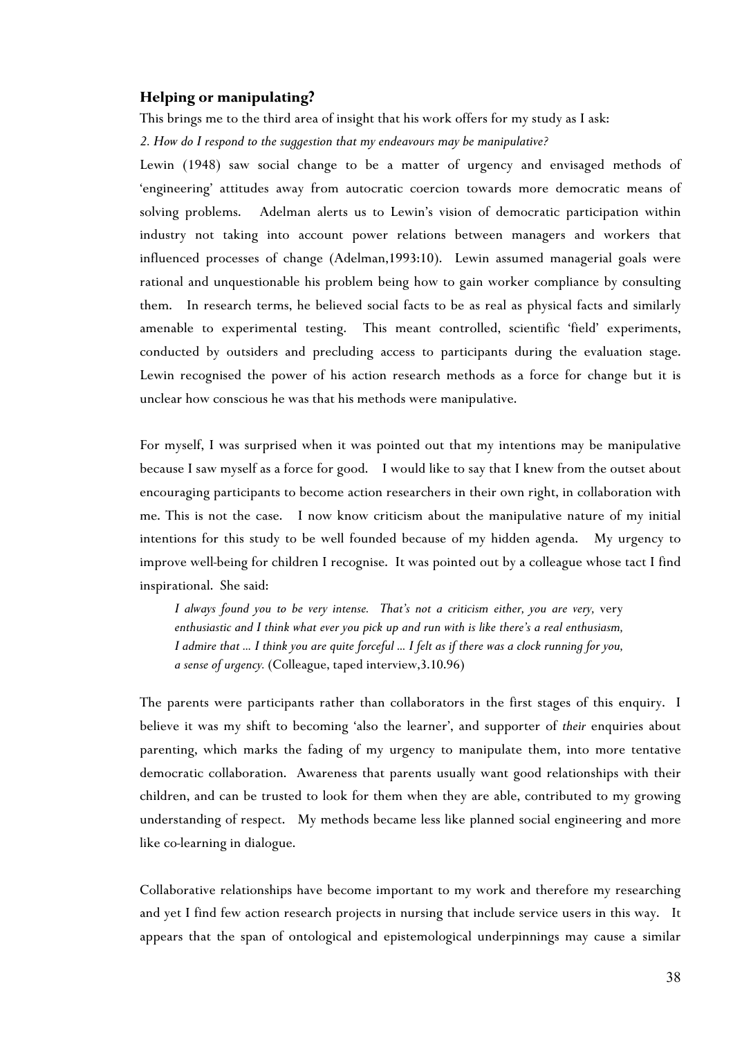### Helping or manipulating?

This brings me to the third area of insight that his work offers for my study as I ask:

*2. How do I respond to the suggestion that my endeavours may be manipulative?*

Lewin (1948) saw social change to be a matter of urgency and envisaged methods of 'engineering' attitudes away from autocratic coercion towards more democratic means of solving problems. Adelman alerts us to Lewin's vision of democratic participation within industry not taking into account power relations between managers and workers that influenced processes of change (Adelman,1993:10). Lewin assumed managerial goals were rational and unquestionable his problem being how to gain worker compliance by consulting them. In research terms, he believed social facts to be as real as physical facts and similarly amenable to experimental testing. This meant controlled, scientific 'field' experiments, conducted by outsiders and precluding access to participants during the evaluation stage. Lewin recognised the power of his action research methods as a force for change but it is unclear how conscious he was that his methods were manipulative.

For myself, I was surprised when it was pointed out that my intentions may be manipulative because I saw myself as a force for good. I would like to say that I knew from the outset about encouraging participants to become action researchers in their own right, in collaboration with me. This is not the case. I now know criticism about the manipulative nature of my initial intentions for this study to be well founded because of my hidden agenda. My urgency to improve well-being for children I recognise. It was pointed out by a colleague whose tact I find inspirational. She said:

> *I always found you to be very intense. That's not a criticism either, you are very,* very *enthusiastic and I think what ever you pick up and run with is like there's a real enthusiasm, I admire that ... I think you are quite forceful ... I felt as if there was a clock running for you, a sense of urgency.* (Colleague, taped interview,3.10.96)

The parents were participants rather than collaborators in the first stages of this enquiry. I believe it was my shift to becoming 'also the learner', and supporter of *their* enquiries about parenting, which marks the fading of my urgency to manipulate them, into more tentative democratic collaboration. Awareness that parents usually want good relationships with their children, and can be trusted to look for them when they are able, contributed to my growing understanding of respect. My methods became less like planned social engineering and more like co-learning in dialogue.

Collaborative relationships have become important to my work and therefore my researching and yet I find few action research projects in nursing that include service users in this way. It appears that the span of ontological and epistemological underpinnings may cause a similar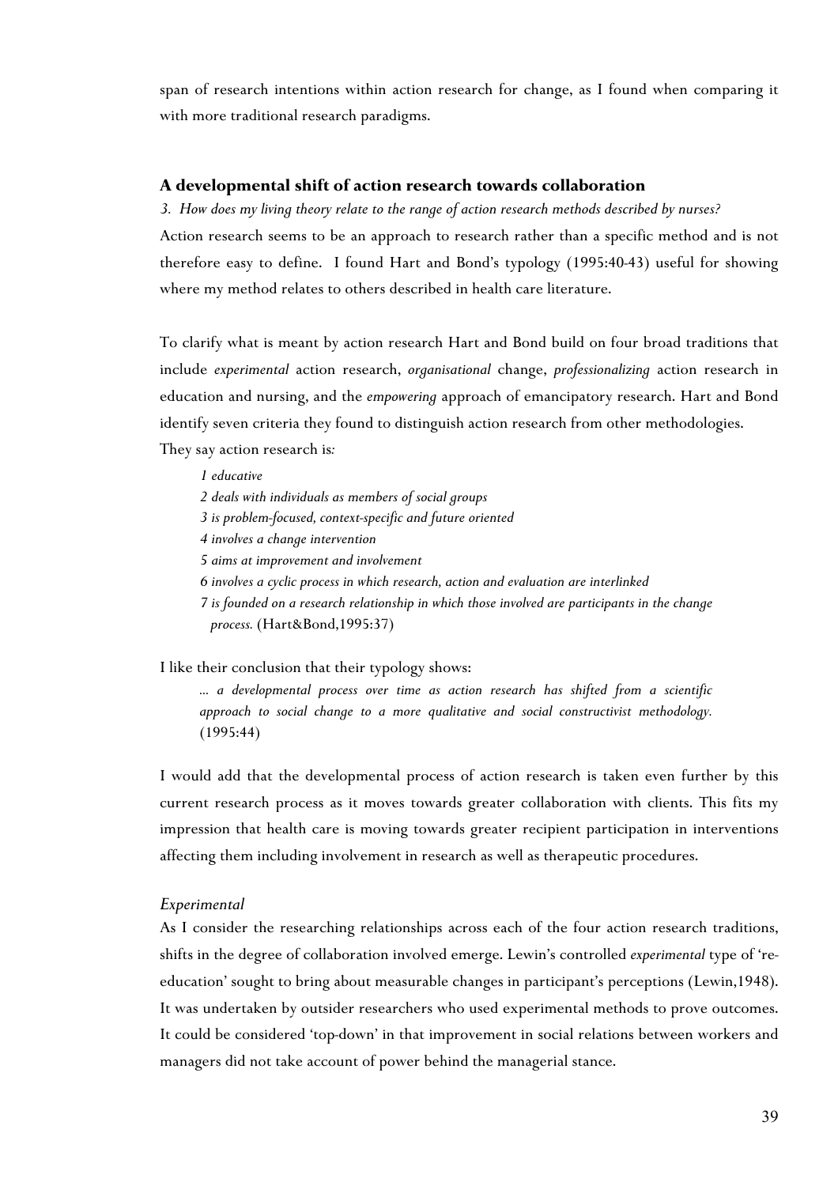span of research intentions within action research for change, as I found when comparing it with more traditional research paradigms.

## A developmental shift of action research towards collaboration

*3. How does my living theory relate to the range of action research methods described by nurses?*

Action research seems to be an approach to research rather than a specific method and is not therefore easy to define. I found Hart and Bond's typology (1995:40-43) useful for showing where my method relates to others described in health care literature.

To clarify what is meant by action research Hart and Bond build on four broad traditions that include *experimental* action research, *organisational* change, *professionalizing* action research in education and nursing, and the *empowering* approach of emancipatory research. Hart and Bond identify seven criteria they found to distinguish action research from other methodologies. They say action research is*:*

> *1 educative*
> *2 deals with individuals as members of social groups*
> *3 is problem-focused, context-specific and future oriented*
> *4 involves a change intervention*
> *5 aims at improvement and involvement*
> *6 involves a cyclic process in which research, action and evaluation are interlinked*
> *7 is founded on a research relationship in which those involved are participants in the change process.* (Hart&Bond,1995:37)

I like their conclusion that their typology shows:

> *... a developmental process over time as action research has shifted from a scientific approach to social change to a more qualitative and social constructivist methodology.* (1995:44)

I would add that the developmental process of action research is taken even further by this current research process as it moves towards greater collaboration with clients. This fits my impression that health care is moving towards greater recipient participation in interventions affecting them including involvement in research as well as therapeutic procedures.

### *Experimental*

As I consider the researching relationships across each of the four action research traditions, shifts in the degree of collaboration involved emerge. Lewin's controlled *experimental* type of 're-education' sought to bring about measurable changes in participant's perceptions (Lewin,1948). It was undertaken by outsider researchers who used experimental methods to prove outcomes. It could be considered 'top-down' in that improvement in social relations between workers and managers did not take account of power behind the managerial stance.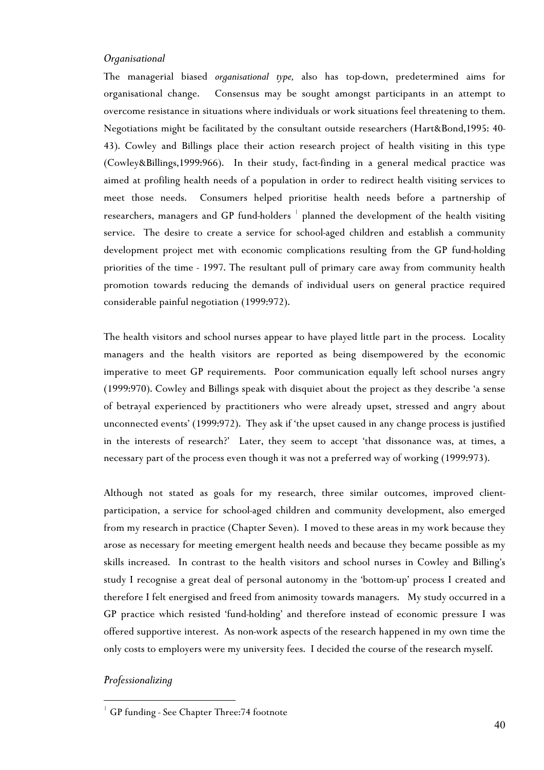*Organisational*

The managerial biased *organisational type,* also has top-down, predetermined aims for organisational change. Consensus may be sought amongst participants in an attempt to overcome resistance in situations where individuals or work situations feel threatening to them. Negotiations might be facilitated by the consultant outside researchers (Hart&Bond,1995: 40-43). Cowley and Billings place their action research project of health visiting in this type (Cowley&Billings,1999:966). In their study, fact-finding in a general medical practice was aimed at profiling health needs of a population in order to redirect health visiting services to meet those needs. Consumers helped prioritise health needs before a partnership of researchers, managers and GP fund-holders [1] planned the development of the health visiting service. The desire to create a service for school-aged children and establish a community development project met with economic complications resulting from the GP fund-holding priorities of the time - 1997. The resultant pull of primary care away from community health promotion towards reducing the demands of individual users on general practice required considerable painful negotiation (1999:972).

The health visitors and school nurses appear to have played little part in the process. Locality managers and the health visitors are reported as being disempowered by the economic imperative to meet GP requirements. Poor communication equally left school nurses angry (1999:970). Cowley and Billings speak with disquiet about the project as they describe 'a sense of betrayal experienced by practitioners who were already upset, stressed and angry about unconnected events' (1999:972). They ask if 'the upset caused in any change process is justified in the interests of research?' Later, they seem to accept 'that dissonance was, at times, a necessary part of the process even though it was not a preferred way of working (1999:973).

Although not stated as goals for my research, three similar outcomes, improved client-participation, a service for school-aged children and community development, also emerged from my research in practice (Chapter Seven). I moved to these areas in my work because they arose as necessary for meeting emergent health needs and because they became possible as my skills increased. In contrast to the health visitors and school nurses in Cowley and Billing's study I recognise a great deal of personal autonomy in the 'bottom-up' process I created and therefore I felt energised and freed from animosity towards managers. My study occurred in a GP practice which resisted 'fund-holding' and therefore instead of economic pressure I was offered supportive interest. As non-work aspects of the research happened in my own time the only costs to employers were my university fees. I decided the course of the research myself.

*Professionalizing*

---

[1] GP funding - See Chapter Three:74 footnote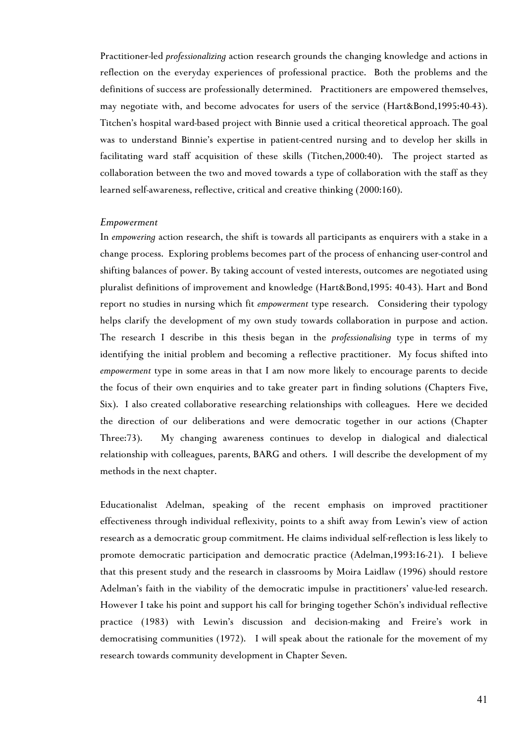Practitioner-led *professionalizing* action research grounds the changing knowledge and actions in reflection on the everyday experiences of professional practice. Both the problems and the definitions of success are professionally determined. Practitioners are empowered themselves, may negotiate with, and become advocates for users of the service (Hart&Bond,1995:40-43). Titchen's hospital ward-based project with Binnie used a critical theoretical approach. The goal was to understand Binnie's expertise in patient-centred nursing and to develop her skills in facilitating ward staff acquisition of these skills (Titchen,2000:40). The project started as collaboration between the two and moved towards a type of collaboration with the staff as they learned self-awareness, reflective, critical and creative thinking (2000:160).

*Empowerment*

In *empowering* action research, the shift is towards all participants as enquirers with a stake in a change process. Exploring problems becomes part of the process of enhancing user-control and shifting balances of power. By taking account of vested interests, outcomes are negotiated using pluralist definitions of improvement and knowledge (Hart&Bond,1995: 40-43). Hart and Bond report no studies in nursing which fit *empowerment* type research. Considering their typology helps clarify the development of my own study towards collaboration in purpose and action. The research I describe in this thesis began in the *professionalising* type in terms of my identifying the initial problem and becoming a reflective practitioner. My focus shifted into *empowerment* type in some areas in that I am now more likely to encourage parents to decide the focus of their own enquiries and to take greater part in finding solutions (Chapters Five, Six). I also created collaborative researching relationships with colleagues. Here we decided the direction of our deliberations and were democratic together in our actions (Chapter Three:73). My changing awareness continues to develop in dialogical and dialectical relationship with colleagues, parents, BARG and others. I will describe the development of my methods in the next chapter.

Educationalist Adelman, speaking of the recent emphasis on improved practitioner effectiveness through individual reflexivity, points to a shift away from Lewin's view of action research as a democratic group commitment. He claims individual self-reflection is less likely to promote democratic participation and democratic practice (Adelman,1993:16-21). I believe that this present study and the research in classrooms by Moira Laidlaw (1996) should restore Adelman's faith in the viability of the democratic impulse in practitioners' value-led research. However I take his point and support his call for bringing together Schön's individual reflective practice (1983) with Lewin's discussion and decision-making and Freire's work in democratising communities (1972). I will speak about the rationale for the movement of my research towards community development in Chapter Seven.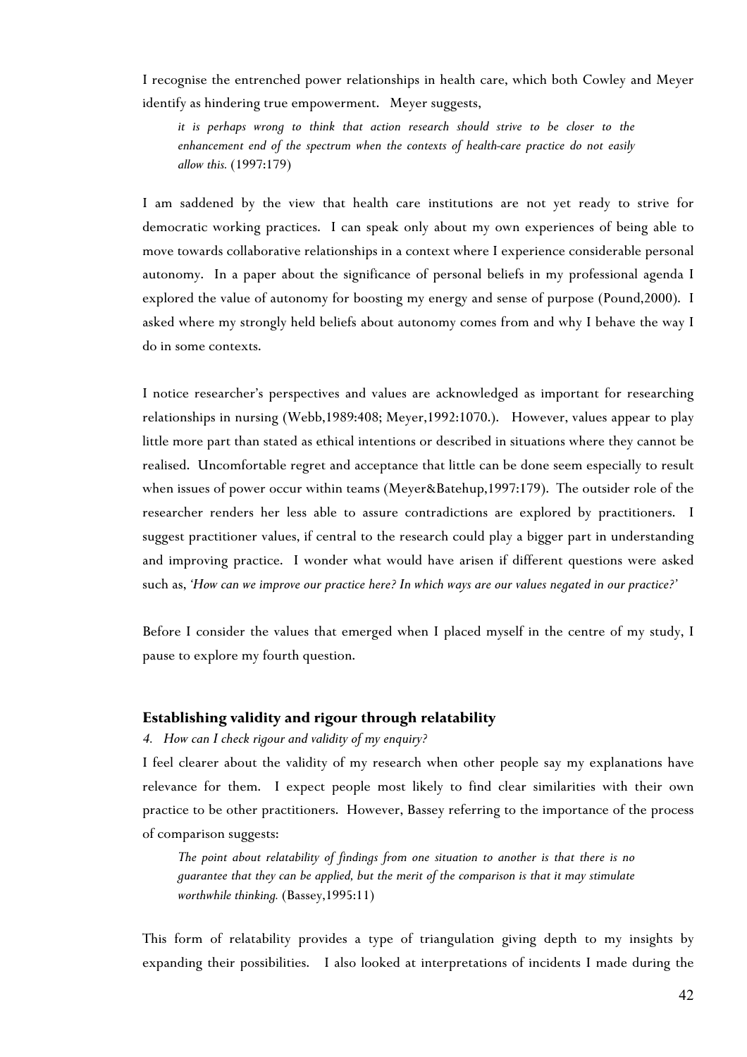I recognise the entrenched power relationships in health care, which both Cowley and Meyer identify as hindering true empowerment. Meyer suggests,

> *it is perhaps wrong to think that action research should strive to be closer to the enhancement end of the spectrum when the contexts of health-care practice do not easily allow this.* (1997:179)

I am saddened by the view that health care institutions are not yet ready to strive for democratic working practices. I can speak only about my own experiences of being able to move towards collaborative relationships in a context where I experience considerable personal autonomy. In a paper about the significance of personal beliefs in my professional agenda I explored the value of autonomy for boosting my energy and sense of purpose (Pound,2000). I asked where my strongly held beliefs about autonomy comes from and why I behave the way I do in some contexts.

I notice researcher's perspectives and values are acknowledged as important for researching relationships in nursing (Webb,1989:408; Meyer,1992:1070.). However, values appear to play little more part than stated as ethical intentions or described in situations where they cannot be realised. Uncomfortable regret and acceptance that little can be done seem especially to result when issues of power occur within teams (Meyer&Batehup,1997:179). The outsider role of the researcher renders her less able to assure contradictions are explored by practitioners. I suggest practitioner values, if central to the research could play a bigger part in understanding and improving practice. I wonder what would have arisen if different questions were asked such as, *'How can we improve our practice here? In which ways are our values negated in our practice?'*

Before I consider the values that emerged when I placed myself in the centre of my study, I pause to explore my fourth question.

### Establishing validity and rigour through relatability

*4. How can I check rigour and validity of my enquiry?*

I feel clearer about the validity of my research when other people say my explanations have relevance for them. I expect people most likely to find clear similarities with their own practice to be other practitioners. However, Bassey referring to the importance of the process of comparison suggests:

> *The point about relatability of findings from one situation to another is that there is no guarantee that they can be applied, but the merit of the comparison is that it may stimulate worthwhile thinking.* (Bassey,1995:11)

This form of relatability provides a type of triangulation giving depth to my insights by expanding their possibilities. I also looked at interpretations of incidents I made during the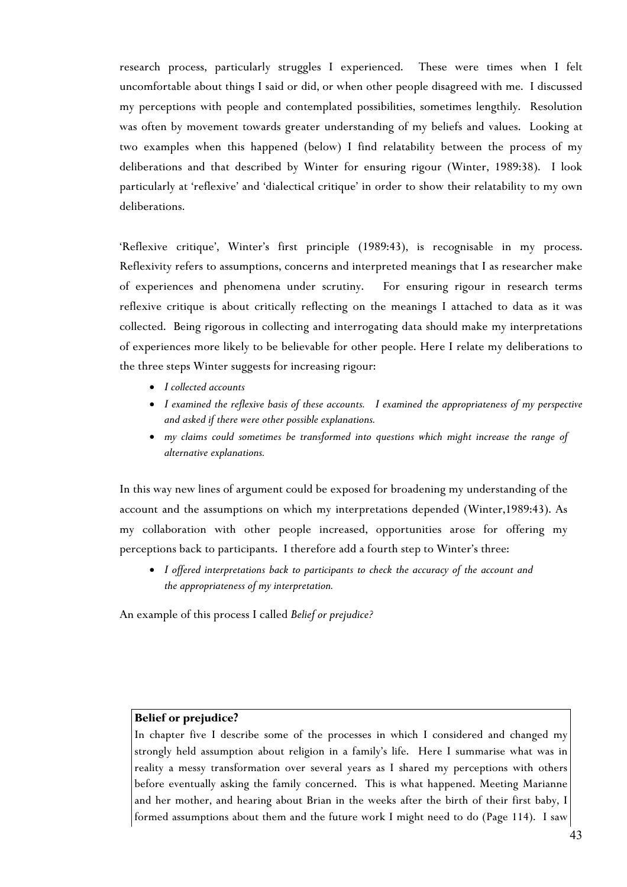research process, particularly struggles I experienced. These were times when I felt uncomfortable about things I said or did, or when other people disagreed with me. I discussed my perceptions with people and contemplated possibilities, sometimes lengthily. Resolution was often by movement towards greater understanding of my beliefs and values. Looking at two examples when this happened (below) I find relatability between the process of my deliberations and that described by Winter for ensuring rigour (Winter, 1989:38). I look particularly at 'reflexive' and 'dialectical critique' in order to show their relatability to my own deliberations.

'Reflexive critique', Winter's first principle (1989:43), is recognisable in my process. Reflexivity refers to assumptions, concerns and interpreted meanings that I as researcher make of experiences and phenomena under scrutiny. For ensuring rigour in research terms reflexive critique is about critically reflecting on the meanings I attached to data as it was collected. Being rigorous in collecting and interrogating data should make my interpretations of experiences more likely to be believable for other people. Here I relate my deliberations to the three steps Winter suggests for increasing rigour:

- *I collected accounts*
- *I examined the reflexive basis of these accounts. I examined the appropriateness of my perspective and asked if there were other possible explanations.*
- *my claims could sometimes be transformed into questions which might increase the range of alternative explanations.*

In this way new lines of argument could be exposed for broadening my understanding of the account and the assumptions on which my interpretations depended (Winter,1989:43). As my collaboration with other people increased, opportunities arose for offering my perceptions back to participants. I therefore add a fourth step to Winter's three:

- *I offered interpretations back to participants to check the accuracy of the account and the appropriateness of my interpretation.*

An example of this process I called *Belief or prejudice?*

**Belief or prejudice?**

In chapter five I describe some of the processes in which I considered and changed my strongly held assumption about religion in a family's life. Here I summarise what was in reality a messy transformation over several years as I shared my perceptions with others before eventually asking the family concerned. This is what happened. Meeting Marianne and her mother, and hearing about Brian in the weeks after the birth of their first baby, I formed assumptions about them and the future work I might need to do (Page 114). I saw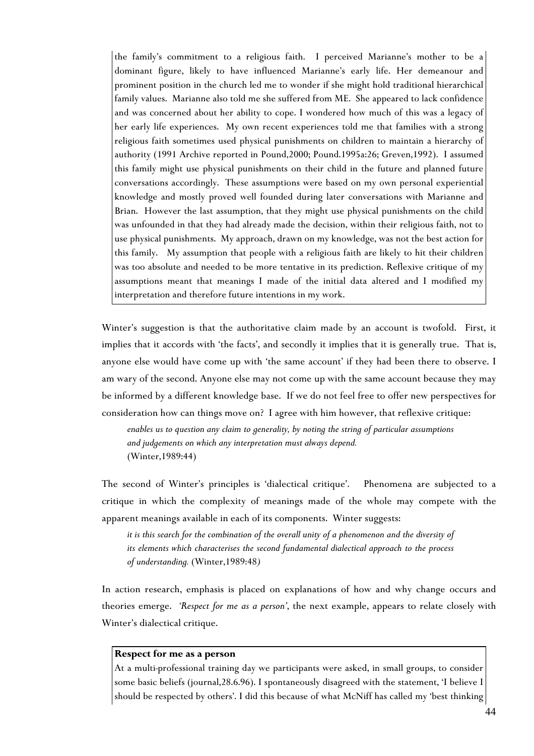the family's commitment to a religious faith. I perceived Marianne's mother to be a dominant figure, likely to have influenced Marianne's early life. Her demeanour and prominent position in the church led me to wonder if she might hold traditional hierarchical family values. Marianne also told me she suffered from ME. She appeared to lack confidence and was concerned about her ability to cope. I wondered how much of this was a legacy of her early life experiences. My own recent experiences told me that families with a strong religious faith sometimes used physical punishments on children to maintain a hierarchy of authority (1991 Archive reported in Pound,2000; Pound.1995a:26; Greven,1992). I assumed this family might use physical punishments on their child in the future and planned future conversations accordingly. These assumptions were based on my own personal experiential knowledge and mostly proved well founded during later conversations with Marianne and Brian. However the last assumption, that they might use physical punishments on the child was unfounded in that they had already made the decision, within their religious faith, not to use physical punishments. My approach, drawn on my knowledge, was not the best action for this family. My assumption that people with a religious faith are likely to hit their children was too absolute and needed to be more tentative in its prediction. Reflexive critique of my assumptions meant that meanings I made of the initial data altered and I modified my interpretation and therefore future intentions in my work.

Winter's suggestion is that the authoritative claim made by an account is twofold. First, it implies that it accords with 'the facts', and secondly it implies that it is generally true. That is, anyone else would have come up with 'the same account' if they had been there to observe. I am wary of the second. Anyone else may not come up with the same account because they may be informed by a different knowledge base. If we do not feel free to offer new perspectives for consideration how can things move on? I agree with him however, that reflexive critique:

> *enables us to question any claim to generality, by noting the string of particular assumptions and judgements on which any interpretation must always depend.*
> (Winter,1989:44)

The second of Winter's principles is 'dialectical critique'. Phenomena are subjected to a critique in which the complexity of meanings made of the whole may compete with the apparent meanings available in each of its components. Winter suggests:

> *it is this search for the combination of the overall unity of a phenomenon and the diversity of its elements which characterises the second fundamental dialectical approach to the process of understanding.* (Winter,1989:48)

In action research, emphasis is placed on explanations of how and why change occurs and theories emerge. *'Respect for me as a person'*, the next example, appears to relate closely with Winter's dialectical critique.

**Respect for me as a person**

At a multi-professional training day we participants were asked, in small groups, to consider some basic beliefs (journal,28.6.96). I spontaneously disagreed with the statement, 'I believe I should be respected by others'. I did this because of what McNiff has called my 'best thinking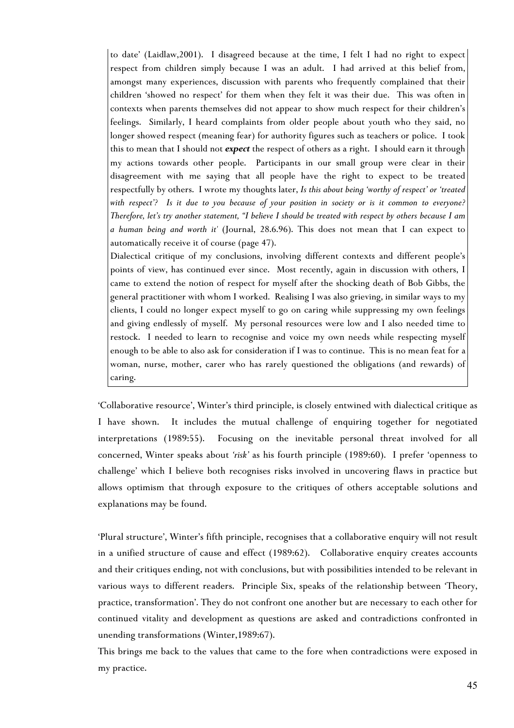to date' (Laidlaw,2001). I disagreed because at the time, I felt I had no right to expect respect from children simply because I was an adult. I had arrived at this belief from, amongst many experiences, discussion with parents who frequently complained that their children 'showed no respect' for them when they felt it was their due. This was often in contexts when parents themselves did not appear to show much respect for their children's feelings. Similarly, I heard complaints from older people about youth who they said, no longer showed respect (meaning fear) for authority figures such as teachers or police. I took this to mean that I should not ***expect*** the respect of others as a right. I should earn it through my actions towards other people. Participants in our small group were clear in their disagreement with me saying that all people have the right to expect to be treated respectfully by others. I wrote my thoughts later, *Is this about being 'worthy of respect' or 'treated with respect'? Is it due to you because of your position in society or is it common to everyone? Therefore, let's try another statement, "I believe I should be treated with respect by others because I am a human being and worth it'* (Journal, 28.6.96). This does not mean that I can expect to automatically receive it of course (page 47).

Dialectical critique of my conclusions, involving different contexts and different people's points of view, has continued ever since. Most recently, again in discussion with others, I came to extend the notion of respect for myself after the shocking death of Bob Gibbs, the general practitioner with whom I worked. Realising I was also grieving, in similar ways to my clients, I could no longer expect myself to go on caring while suppressing my own feelings and giving endlessly of myself. My personal resources were low and I also needed time to restock. I needed to learn to recognise and voice my own needs while respecting myself enough to be able to also ask for consideration if I was to continue. This is no mean feat for a woman, nurse, mother, carer who has rarely questioned the obligations (and rewards) of caring.

'Collaborative resource', Winter's third principle, is closely entwined with dialectical critique as I have shown. It includes the mutual challenge of enquiring together for negotiated interpretations (1989:55). Focusing on the inevitable personal threat involved for all concerned, Winter speaks about *'risk'* as his fourth principle (1989:60). I prefer 'openness to challenge' which I believe both recognises risks involved in uncovering flaws in practice but allows optimism that through exposure to the critiques of others acceptable solutions and explanations may be found.

'Plural structure', Winter's fifth principle, recognises that a collaborative enquiry will not result in a unified structure of cause and effect (1989:62). Collaborative enquiry creates accounts and their critiques ending, not with conclusions, but with possibilities intended to be relevant in various ways to different readers. Principle Six, speaks of the relationship between 'Theory, practice, transformation'. They do not confront one another but are necessary to each other for continued vitality and development as questions are asked and contradictions confronted in unending transformations (Winter,1989:67).

This brings me back to the values that came to the fore when contradictions were exposed in my practice.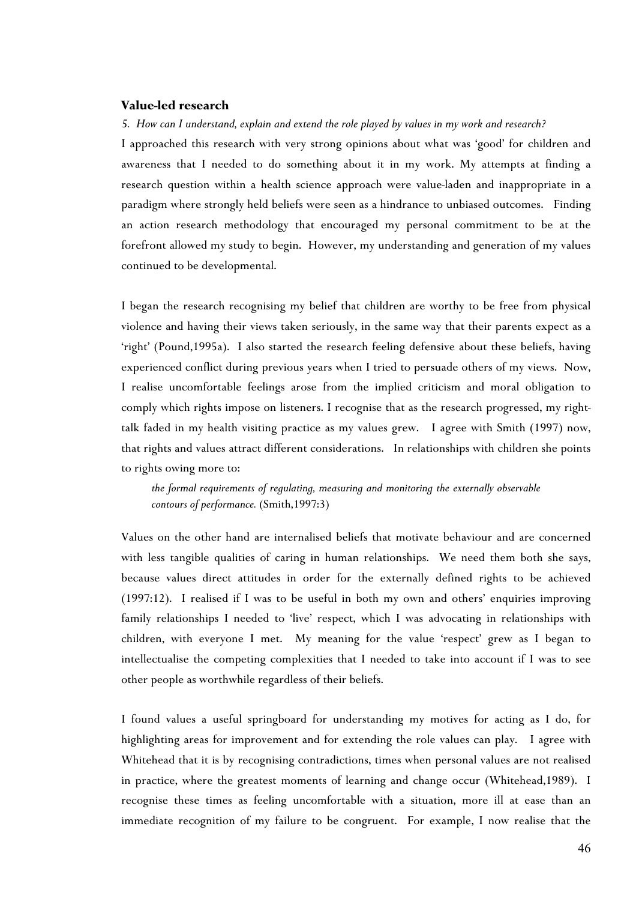### **Value-led research**

*5. How can I understand, explain and extend the role played by values in my work and research?*

I approached this research with very strong opinions about what was 'good' for children and awareness that I needed to do something about it in my work. My attempts at finding a research question within a health science approach were value-laden and inappropriate in a paradigm where strongly held beliefs were seen as a hindrance to unbiased outcomes. Finding an action research methodology that encouraged my personal commitment to be at the forefront allowed my study to begin. However, my understanding and generation of my values continued to be developmental.

I began the research recognising my belief that children are worthy to be free from physical violence and having their views taken seriously, in the same way that their parents expect as a 'right' (Pound,1995a). I also started the research feeling defensive about these beliefs, having experienced conflict during previous years when I tried to persuade others of my views. Now, I realise uncomfortable feelings arose from the implied criticism and moral obligation to comply which rights impose on listeners. I recognise that as the research progressed, my right-talk faded in my health visiting practice as my values grew. I agree with Smith (1997) now, that rights and values attract different considerations. In relationships with children she points to rights owing more to:

> *the formal requirements of regulating, measuring and monitoring the externally observable contours of performance.* (Smith,1997:3)

Values on the other hand are internalised beliefs that motivate behaviour and are concerned with less tangible qualities of caring in human relationships. We need them both she says, because values direct attitudes in order for the externally defined rights to be achieved (1997:12). I realised if I was to be useful in both my own and others' enquiries improving family relationships I needed to 'live' respect, which I was advocating in relationships with children, with everyone I met. My meaning for the value 'respect' grew as I began to intellectualise the competing complexities that I needed to take into account if I was to see other people as worthwhile regardless of their beliefs.

I found values a useful springboard for understanding my motives for acting as I do, for highlighting areas for improvement and for extending the role values can play. I agree with Whitehead that it is by recognising contradictions, times when personal values are not realised in practice, where the greatest moments of learning and change occur (Whitehead,1989). I recognise these times as feeling uncomfortable with a situation, more ill at ease than an immediate recognition of my failure to be congruent. For example, I now realise that the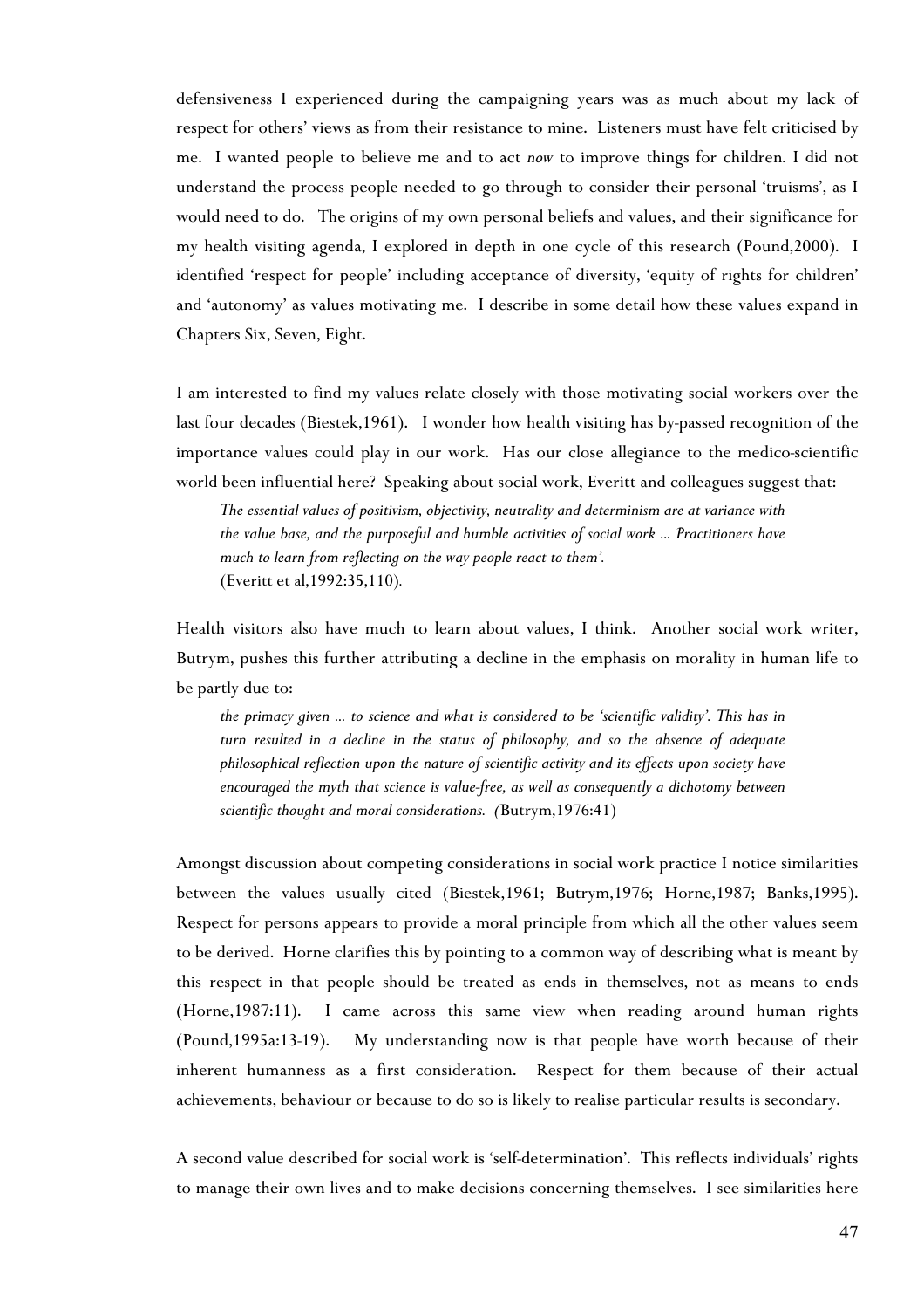defensiveness I experienced during the campaigning years was as much about my lack of respect for others' views as from their resistance to mine. Listeners must have felt criticised by me. I wanted people to believe me and to act *now* to improve things for children. I did not understand the process people needed to go through to consider their personal 'truisms', as I would need to do. The origins of my own personal beliefs and values, and their significance for my health visiting agenda, I explored in depth in one cycle of this research (Pound,2000). I identified 'respect for people' including acceptance of diversity, 'equity of rights for children' and 'autonomy' as values motivating me. I describe in some detail how these values expand in Chapters Six, Seven, Eight.

I am interested to find my values relate closely with those motivating social workers over the last four decades (Biestek,1961). I wonder how health visiting has by-passed recognition of the importance values could play in our work. Has our close allegiance to the medico-scientific world been influential here? Speaking about social work, Everitt and colleagues suggest that:

> *The essential values of positivism, objectivity, neutrality and determinism are at variance with the value base, and the purposeful and humble activities of social work ... Practitioners have much to learn from reflecting on the way people react to them'.*
> (Everitt et al,1992:35,110).

Health visitors also have much to learn about values, I think. Another social work writer, Butrym, pushes this further attributing a decline in the emphasis on morality in human life to be partly due to:

> *the primacy given ... to science and what is considered to be 'scientific validity'. This has in turn resulted in a decline in the status of philosophy, and so the absence of adequate philosophical reflection upon the nature of scientific activity and its effects upon society have encouraged the myth that science is value-free, as well as consequently a dichotomy between scientific thought and moral considerations. (*Butrym,1976:41)

Amongst discussion about competing considerations in social work practice I notice similarities between the values usually cited (Biestek,1961; Butrym,1976; Horne,1987; Banks,1995). Respect for persons appears to provide a moral principle from which all the other values seem to be derived. Horne clarifies this by pointing to a common way of describing what is meant by this respect in that people should be treated as ends in themselves, not as means to ends (Horne,1987:11). I came across this same view when reading around human rights (Pound,1995a:13-19). My understanding now is that people have worth because of their inherent humanness as a first consideration. Respect for them because of their actual achievements, behaviour or because to do so is likely to realise particular results is secondary.

A second value described for social work is 'self-determination'. This reflects individuals' rights to manage their own lives and to make decisions concerning themselves. I see similarities here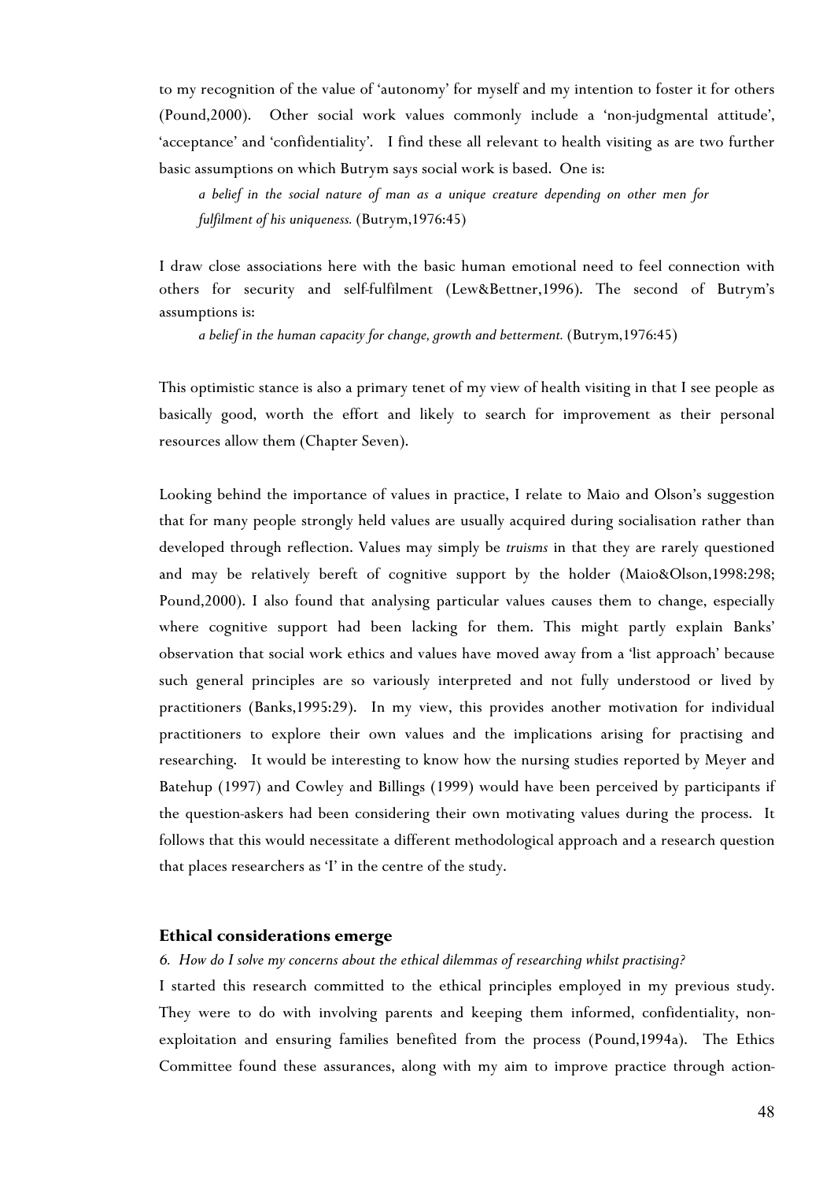to my recognition of the value of 'autonomy' for myself and my intention to foster it for others (Pound,2000). Other social work values commonly include a 'non-judgmental attitude', 'acceptance' and 'confidentiality'. I find these all relevant to health visiting as are two further basic assumptions on which Butrym says social work is based. One is:

> *a belief in the social nature of man as a unique creature depending on other men for fulfilment of his uniqueness.* (Butrym,1976:45)

I draw close associations here with the basic human emotional need to feel connection with others for security and self-fulfilment (Lew&Bettner,1996). The second of Butrym's assumptions is:

> *a belief in the human capacity for change, growth and betterment.* (Butrym,1976:45)

This optimistic stance is also a primary tenet of my view of health visiting in that I see people as basically good, worth the effort and likely to search for improvement as their personal resources allow them (Chapter Seven).

Looking behind the importance of values in practice, I relate to Maio and Olson's suggestion that for many people strongly held values are usually acquired during socialisation rather than developed through reflection. Values may simply be *truisms* in that they are rarely questioned and may be relatively bereft of cognitive support by the holder (Maio&Olson,1998:298; Pound,2000). I also found that analysing particular values causes them to change, especially where cognitive support had been lacking for them. This might partly explain Banks' observation that social work ethics and values have moved away from a 'list approach' because such general principles are so variously interpreted and not fully understood or lived by practitioners (Banks,1995:29). In my view, this provides another motivation for individual practitioners to explore their own values and the implications arising for practising and researching. It would be interesting to know how the nursing studies reported by Meyer and Batehup (1997) and Cowley and Billings (1999) would have been perceived by participants if the question-askers had been considering their own motivating values during the process. It follows that this would necessitate a different methodological approach and a research question that places researchers as 'I' in the centre of the study.

## Ethical considerations emerge

*6. How do I solve my concerns about the ethical dilemmas of researching whilst practising?*

I started this research committed to the ethical principles employed in my previous study. They were to do with involving parents and keeping them informed, confidentiality, non-exploitation and ensuring families benefited from the process (Pound,1994a). The Ethics Committee found these assurances, along with my aim to improve practice through action-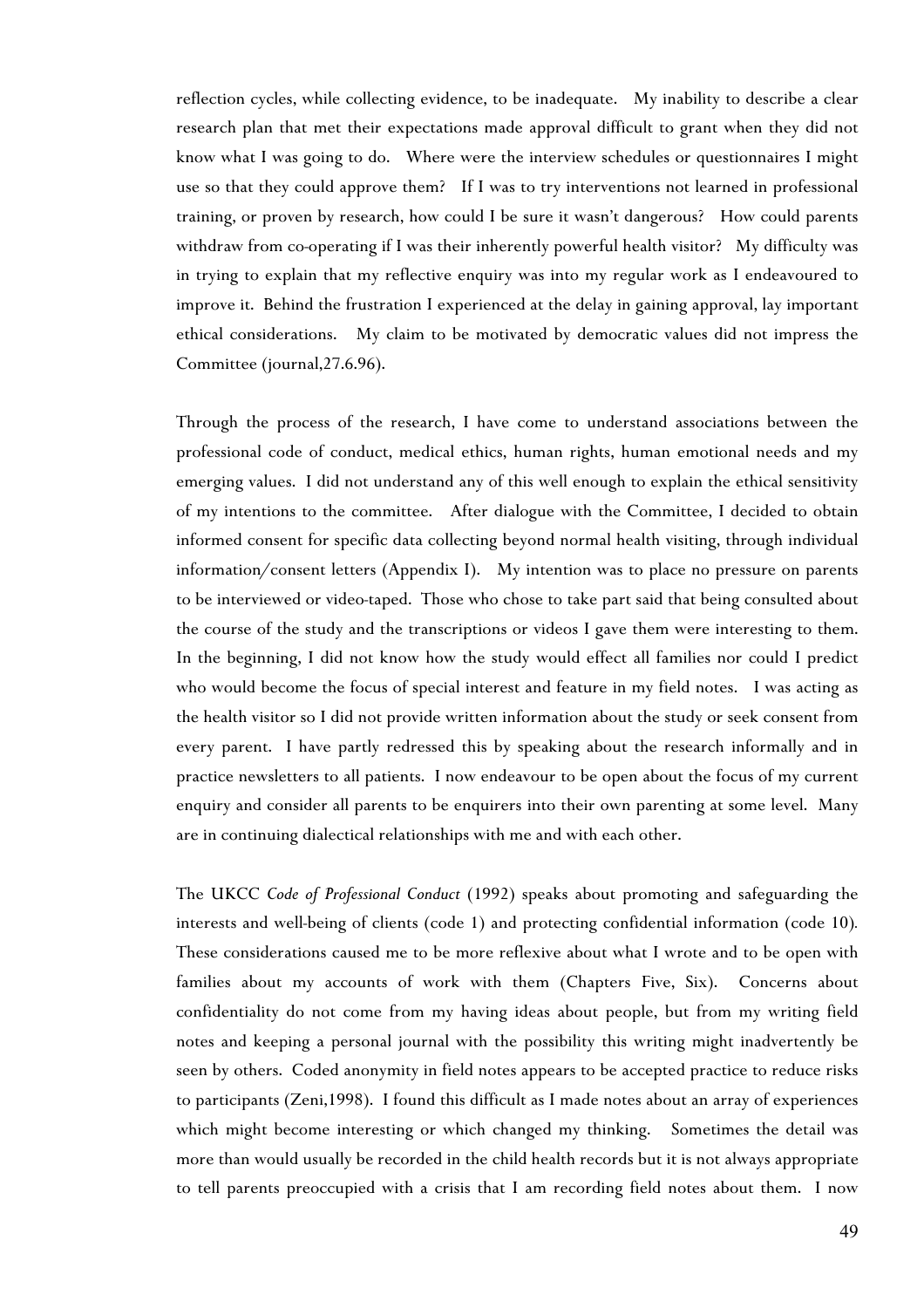reflection cycles, while collecting evidence, to be inadequate. My inability to describe a clear research plan that met their expectations made approval difficult to grant when they did not know what I was going to do. Where were the interview schedules or questionnaires I might use so that they could approve them? If I was to try interventions not learned in professional training, or proven by research, how could I be sure it wasn't dangerous? How could parents withdraw from co-operating if I was their inherently powerful health visitor? My difficulty was in trying to explain that my reflective enquiry was into my regular work as I endeavoured to improve it. Behind the frustration I experienced at the delay in gaining approval, lay important ethical considerations. My claim to be motivated by democratic values did not impress the Committee (journal,27.6.96).

Through the process of the research, I have come to understand associations between the professional code of conduct, medical ethics, human rights, human emotional needs and my emerging values. I did not understand any of this well enough to explain the ethical sensitivity of my intentions to the committee. After dialogue with the Committee, I decided to obtain informed consent for specific data collecting beyond normal health visiting, through individual information/consent letters (Appendix I). My intention was to place no pressure on parents to be interviewed or video-taped. Those who chose to take part said that being consulted about the course of the study and the transcriptions or videos I gave them were interesting to them. In the beginning, I did not know how the study would effect all families nor could I predict who would become the focus of special interest and feature in my field notes. I was acting as the health visitor so I did not provide written information about the study or seek consent from every parent. I have partly redressed this by speaking about the research informally and in practice newsletters to all patients. I now endeavour to be open about the focus of my current enquiry and consider all parents to be enquirers into their own parenting at some level. Many are in continuing dialectical relationships with me and with each other.

The UKCC *Code of Professional Conduct* (1992) speaks about promoting and safeguarding the interests and well-being of clients (code 1) and protecting confidential information (code 10). These considerations caused me to be more reflexive about what I wrote and to be open with families about my accounts of work with them (Chapters Five, Six). Concerns about confidentiality do not come from my having ideas about people, but from my writing field notes and keeping a personal journal with the possibility this writing might inadvertently be seen by others. Coded anonymity in field notes appears to be accepted practice to reduce risks to participants (Zeni,1998). I found this difficult as I made notes about an array of experiences which might become interesting or which changed my thinking. Sometimes the detail was more than would usually be recorded in the child health records but it is not always appropriate to tell parents preoccupied with a crisis that I am recording field notes about them. I now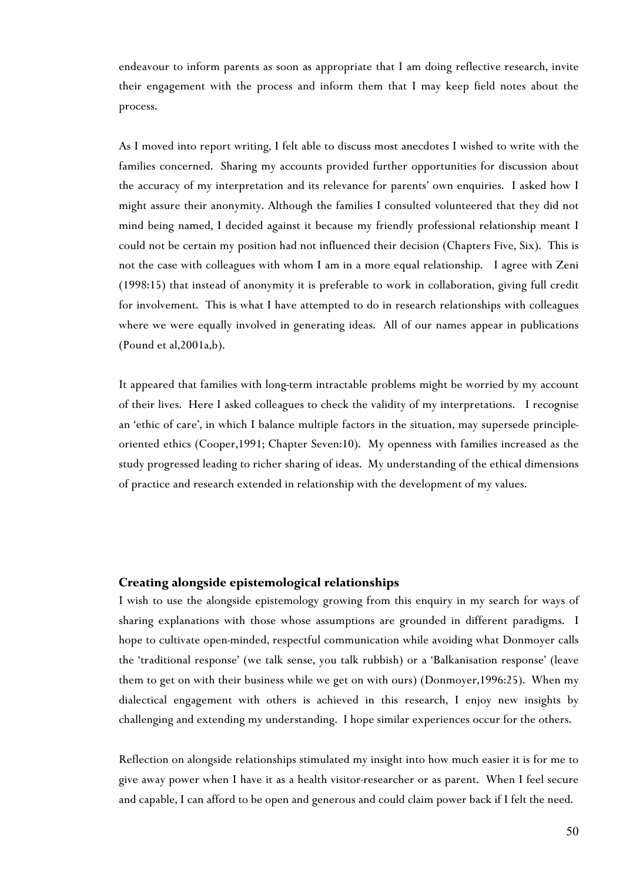endeavour to inform parents as soon as appropriate that I am doing reflective research, invite their engagement with the process and inform them that I may keep field notes about the process.

As I moved into report writing, I felt able to discuss most anecdotes I wished to write with the families concerned. Sharing my accounts provided further opportunities for discussion about the accuracy of my interpretation and its relevance for parents' own enquiries. I asked how I might assure their anonymity. Although the families I consulted volunteered that they did not mind being named, I decided against it because my friendly professional relationship meant I could not be certain my position had not influenced their decision (Chapters Five, Six). This is not the case with colleagues with whom I am in a more equal relationship. I agree with Zeni (1998:15) that instead of anonymity it is preferable to work in collaboration, giving full credit for involvement. This is what I have attempted to do in research relationships with colleagues where we were equally involved in generating ideas. All of our names appear in publications (Pound et al,2001a,b).

It appeared that families with long-term intractable problems might be worried by my account of their lives. Here I asked colleagues to check the validity of my interpretations. I recognise an 'ethic of care', in which I balance multiple factors in the situation, may supersede principle-oriented ethics (Cooper,1991; Chapter Seven:10). My openness with families increased as the study progressed leading to richer sharing of ideas. My understanding of the ethical dimensions of practice and research extended in relationship with the development of my values.

### Creating alongside epistemological relationships

I wish to use the alongside epistemology growing from this enquiry in my search for ways of sharing explanations with those whose assumptions are grounded in different paradigms. I hope to cultivate open-minded, respectful communication while avoiding what Donmoyer calls the 'traditional response' (we talk sense, you talk rubbish) or a 'Balkanisation response' (leave them to get on with their business while we get on with ours) (Donmoyer,1996:25). When my dialectical engagement with others is achieved in this research, I enjoy new insights by challenging and extending my understanding. I hope similar experiences occur for the others.

Reflection on alongside relationships stimulated my insight into how much easier it is for me to give away power when I have it as a health visitor-researcher or as parent. When I feel secure and capable, I can afford to be open and generous and could claim power back if I felt the need.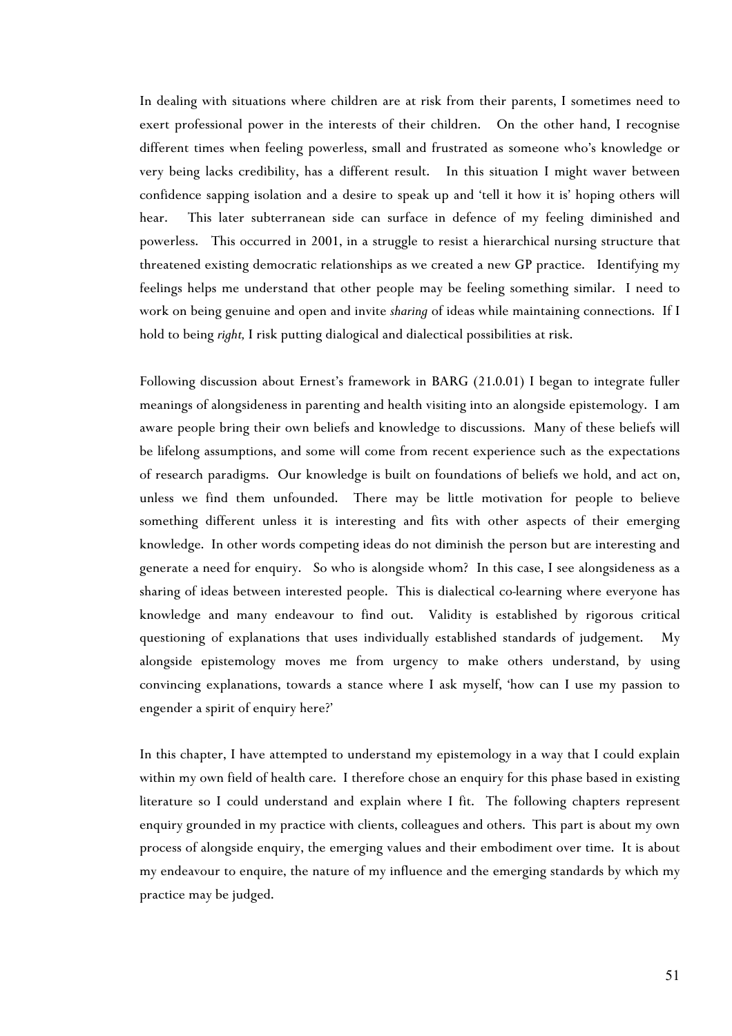In dealing with situations where children are at risk from their parents, I sometimes need to exert professional power in the interests of their children. On the other hand, I recognise different times when feeling powerless, small and frustrated as someone who's knowledge or very being lacks credibility, has a different result. In this situation I might waver between confidence sapping isolation and a desire to speak up and 'tell it how it is' hoping others will hear. This later subterranean side can surface in defence of my feeling diminished and powerless. This occurred in 2001, in a struggle to resist a hierarchical nursing structure that threatened existing democratic relationships as we created a new GP practice. Identifying my feelings helps me understand that other people may be feeling something similar. I need to work on being genuine and open and invite *sharing* of ideas while maintaining connections. If I hold to being *right,* I risk putting dialogical and dialectical possibilities at risk.

Following discussion about Ernest's framework in BARG (21.0.01) I began to integrate fuller meanings of alongsideness in parenting and health visiting into an alongside epistemology. I am aware people bring their own beliefs and knowledge to discussions. Many of these beliefs will be lifelong assumptions, and some will come from recent experience such as the expectations of research paradigms. Our knowledge is built on foundations of beliefs we hold, and act on, unless we find them unfounded. There may be little motivation for people to believe something different unless it is interesting and fits with other aspects of their emerging knowledge. In other words competing ideas do not diminish the person but are interesting and generate a need for enquiry. So who is alongside whom? In this case, I see alongsideness as a sharing of ideas between interested people. This is dialectical co-learning where everyone has knowledge and many endeavour to find out. Validity is established by rigorous critical questioning of explanations that uses individually established standards of judgement. My alongside epistemology moves me from urgency to make others understand, by using convincing explanations, towards a stance where I ask myself, 'how can I use my passion to engender a spirit of enquiry here?'

In this chapter, I have attempted to understand my epistemology in a way that I could explain within my own field of health care. I therefore chose an enquiry for this phase based in existing literature so I could understand and explain where I fit. The following chapters represent enquiry grounded in my practice with clients, colleagues and others. This part is about my own process of alongside enquiry, the emerging values and their embodiment over time. It is about my endeavour to enquire, the nature of my influence and the emerging standards by which my practice may be judged.